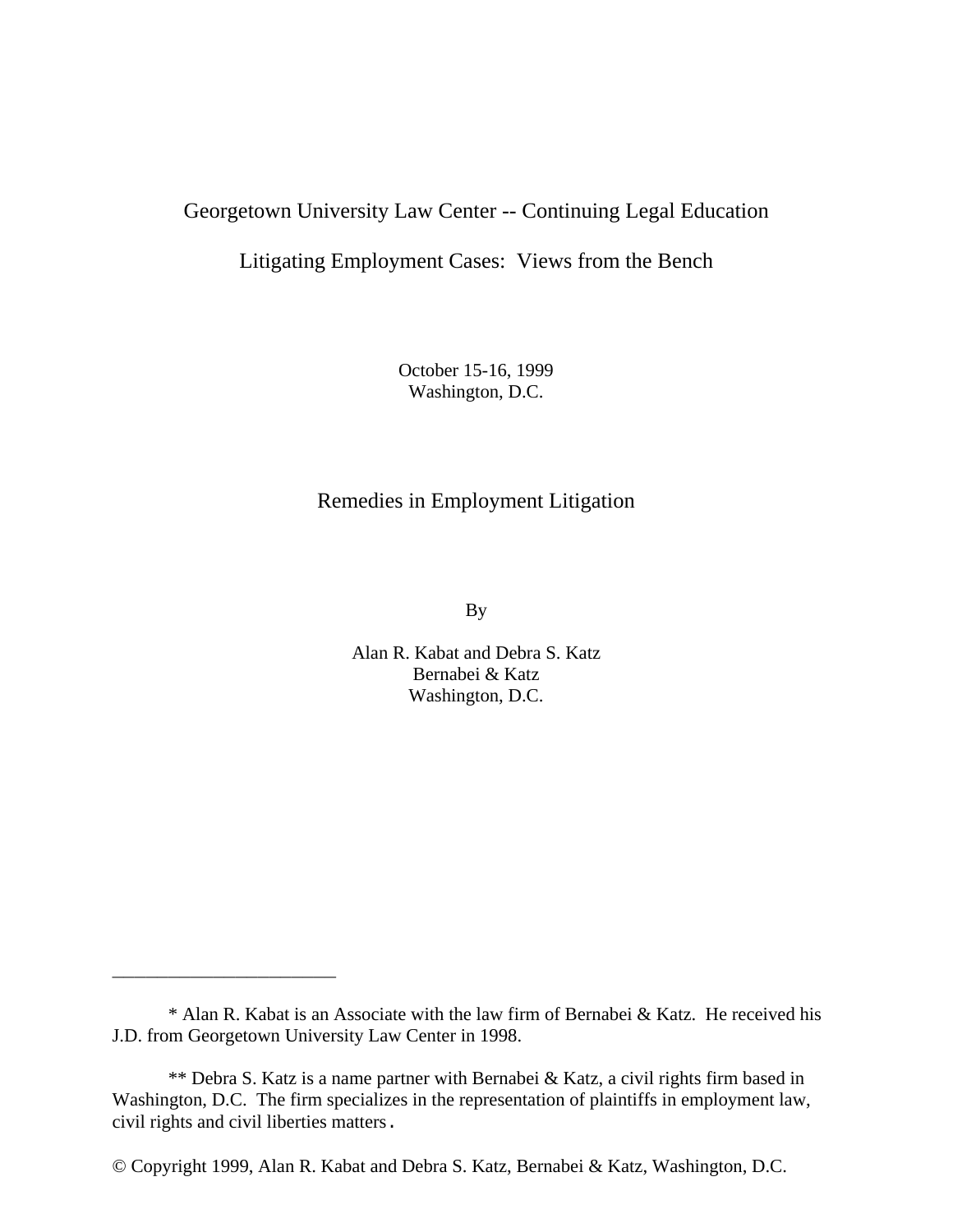Georgetown University Law Center -- Continuing Legal Education

Litigating Employment Cases: Views from the Bench

October 15-16, 1999
Washington, D.C.

# Remedies in Employment Litigation

By

Alan R. Kabat and Debra S. Katz
Bernabei & Katz
Washington, D.C.

---

\* Alan R. Kabat is an Associate with the law firm of Bernabei & Katz. He received his J.D. from Georgetown University Law Center in 1998.

\*\* Debra S. Katz is a name partner with Bernabei & Katz, a civil rights firm based in Washington, D.C. The firm specializes in the representation of plaintiffs in employment law, civil rights and civil liberties matters.

© Copyright 1999, Alan R. Kabat and Debra S. Katz, Bernabei & Katz, Washington, D.C.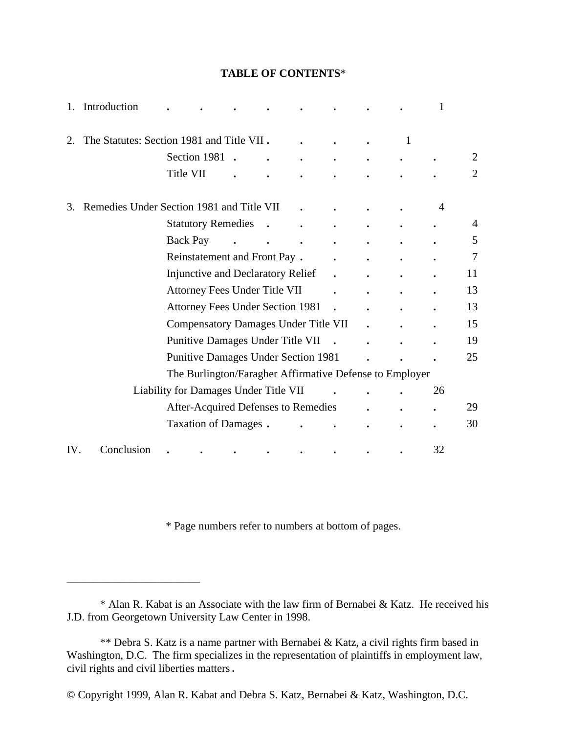**TABLE OF CONTENTS***

1. Introduction . . . . . . . . . 1

2. The Statutes: Section 1981 and Title VII . . . . . 1
   - Section 1981 . . . . . . . 2
   - Title VII . . . . . . . 2

3. Remedies Under Section 1981 and Title VII . . . . . 4
   - Statutory Remedies . . . . . . 4
   - Back Pay . . . . . . . 5
   - Reinstatement and Front Pay . . . . . . 7
   - Injunctive and Declaratory Relief . . . . . 11
   - Attorney Fees Under Title VII . . . . . 13
   - Attorney Fees Under Section 1981 . . . . . 13
   - Compensatory Damages Under Title VII . . . . 15
   - Punitive Damages Under Title VII . . . . . 19
   - Punitive Damages Under Section 1981 . . . . 25
   - The Burlington/Faragher Affirmative Defense to Employer Liability for Damages Under Title VII . . . . 26
   - After-Acquired Defenses to Remedies . . . . 29
   - Taxation of Damages . . . . . . 30

IV. Conclusion . . . . . . . . . 32

\* Page numbers refer to numbers at bottom of pages.

---

\* Alan R. Kabat is an Associate with the law firm of Bernabei & Katz. He received his J.D. from Georgetown University Law Center in 1998.

\** Debra S. Katz is a name partner with Bernabei & Katz, a civil rights firm based in Washington, D.C. The firm specializes in the representation of plaintiffs in employment law, civil rights and civil liberties matters.

© Copyright 1999, Alan R. Kabat and Debra S. Katz, Bernabei & Katz, Washington, D.C.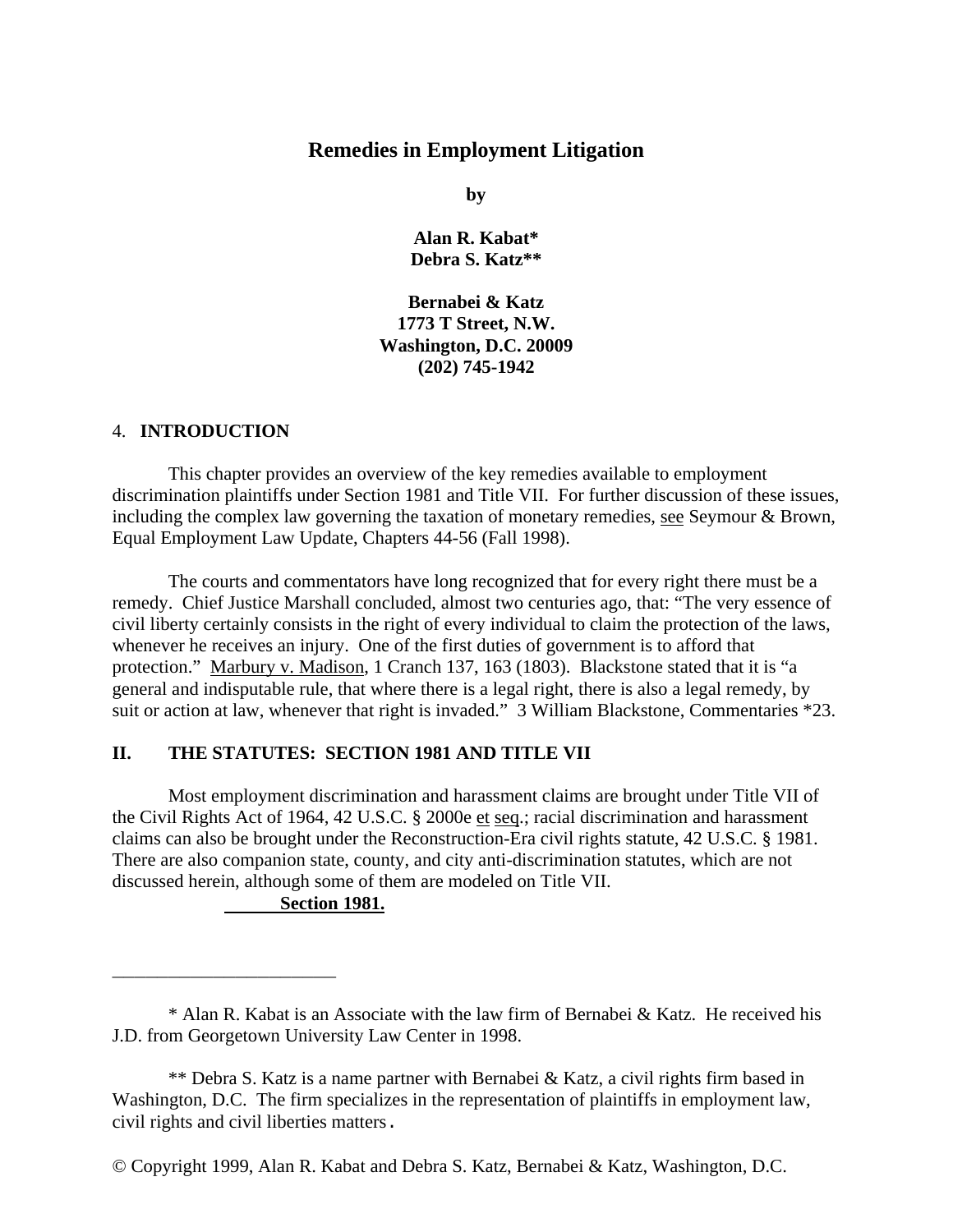# Remedies in Employment Litigation

**by**

**Alan R. Kabat***
**Debra S. Katz****

**Bernabei & Katz**
**1773 T Street, N.W.**
**Washington, D.C. 20009**
**(202) 745-1942**

## 4. INTRODUCTION

This chapter provides an overview of the key remedies available to employment discrimination plaintiffs under Section 1981 and Title VII. For further discussion of these issues, including the complex law governing the taxation of monetary remedies, see Seymour & Brown, Equal Employment Law Update, Chapters 44-56 (Fall 1998).

The courts and commentators have long recognized that for every right there must be a remedy. Chief Justice Marshall concluded, almost two centuries ago, that: "The very essence of civil liberty certainly consists in the right of every individual to claim the protection of the laws, whenever he receives an injury. One of the first duties of government is to afford that protection." Marbury v. Madison, 1 Cranch 137, 163 (1803). Blackstone stated that it is "a general and indisputable rule, that where there is a legal right, there is also a legal remedy, by suit or action at law, whenever that right is invaded." 3 William Blackstone, Commentaries *23.

## II. THE STATUTES: SECTION 1981 AND TITLE VII

Most employment discrimination and harassment claims are brought under Title VII of the Civil Rights Act of 1964, 42 U.S.C. § 2000e et seq.; racial discrimination and harassment claims can also be brought under the Reconstruction-Era civil rights statute, 42 U.S.C. § 1981. There are also companion state, county, and city anti-discrimination statutes, which are not discussed herein, although some of them are modeled on Title VII.

**Section 1981.**

---

\* Alan R. Kabat is an Associate with the law firm of Bernabei & Katz. He received his J.D. from Georgetown University Law Center in 1998.

\*\* Debra S. Katz is a name partner with Bernabei & Katz, a civil rights firm based in Washington, D.C. The firm specializes in the representation of plaintiffs in employment law, civil rights and civil liberties matters.

© Copyright 1999, Alan R. Kabat and Debra S. Katz, Bernabei & Katz, Washington, D.C.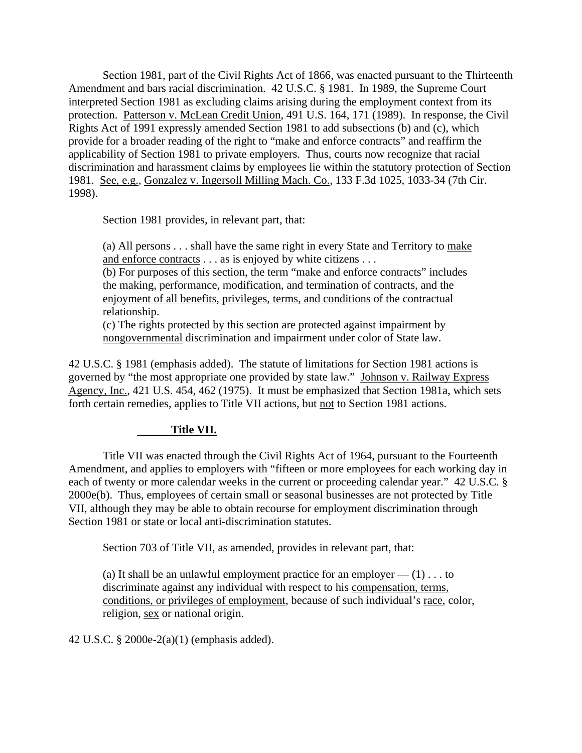Section 1981, part of the Civil Rights Act of 1866, was enacted pursuant to the Thirteenth Amendment and bars racial discrimination. 42 U.S.C. § 1981. In 1989, the Supreme Court interpreted Section 1981 as excluding claims arising during the employment context from its protection. <u>Patterson v. McLean Credit Union</u>, 491 U.S. 164, 171 (1989). In response, the Civil Rights Act of 1991 expressly amended Section 1981 to add subsections (b) and (c), which provide for a broader reading of the right to "make and enforce contracts" and reaffirm the applicability of Section 1981 to private employers. Thus, courts now recognize that racial discrimination and harassment claims by employees lie within the statutory protection of Section 1981. <u>See, e.g.</u>, <u>Gonzalez v. Ingersoll Milling Mach. Co.</u>, 133 F.3d 1025, 1033-34 (7th Cir. 1998).

Section 1981 provides, in relevant part, that:

> (a) All persons . . . shall have the same right in every State and Territory to <u>make and enforce contracts</u> . . . as is enjoyed by white citizens . . .
> (b) For purposes of this section, the term "make and enforce contracts" includes the making, performance, modification, and termination of contracts, and the <u>enjoyment of all benefits, privileges, terms, and conditions</u> of the contractual relationship.
> (c) The rights protected by this section are protected against impairment by <u>nongovernmental</u> discrimination and impairment under color of State law.

42 U.S.C. § 1981 (emphasis added). The statute of limitations for Section 1981 actions is governed by "the most appropriate one provided by state law." <u>Johnson v. Railway Express Agency, Inc.</u>, 421 U.S. 454, 462 (1975). It must be emphasized that Section 1981a, which sets forth certain remedies, applies to Title VII actions, but <u>not</u> to Section 1981 actions.

**<u>Title VII.</u>**

Title VII was enacted through the Civil Rights Act of 1964, pursuant to the Fourteenth Amendment, and applies to employers with "fifteen or more employees for each working day in each of twenty or more calendar weeks in the current or proceeding calendar year." 42 U.S.C. § 2000e(b). Thus, employees of certain small or seasonal businesses are not protected by Title VII, although they may be able to obtain recourse for employment discrimination through Section 1981 or state or local anti-discrimination statutes.

Section 703 of Title VII, as amended, provides in relevant part, that:

> (a) It shall be an unlawful employment practice for an employer — (1) . . . to discriminate against any individual with respect to his <u>compensation, terms, conditions, or privileges of employment</u>, because of such individual's <u>race</u>, color, religion, <u>sex</u> or national origin.

42 U.S.C. § 2000e-2(a)(1) (emphasis added).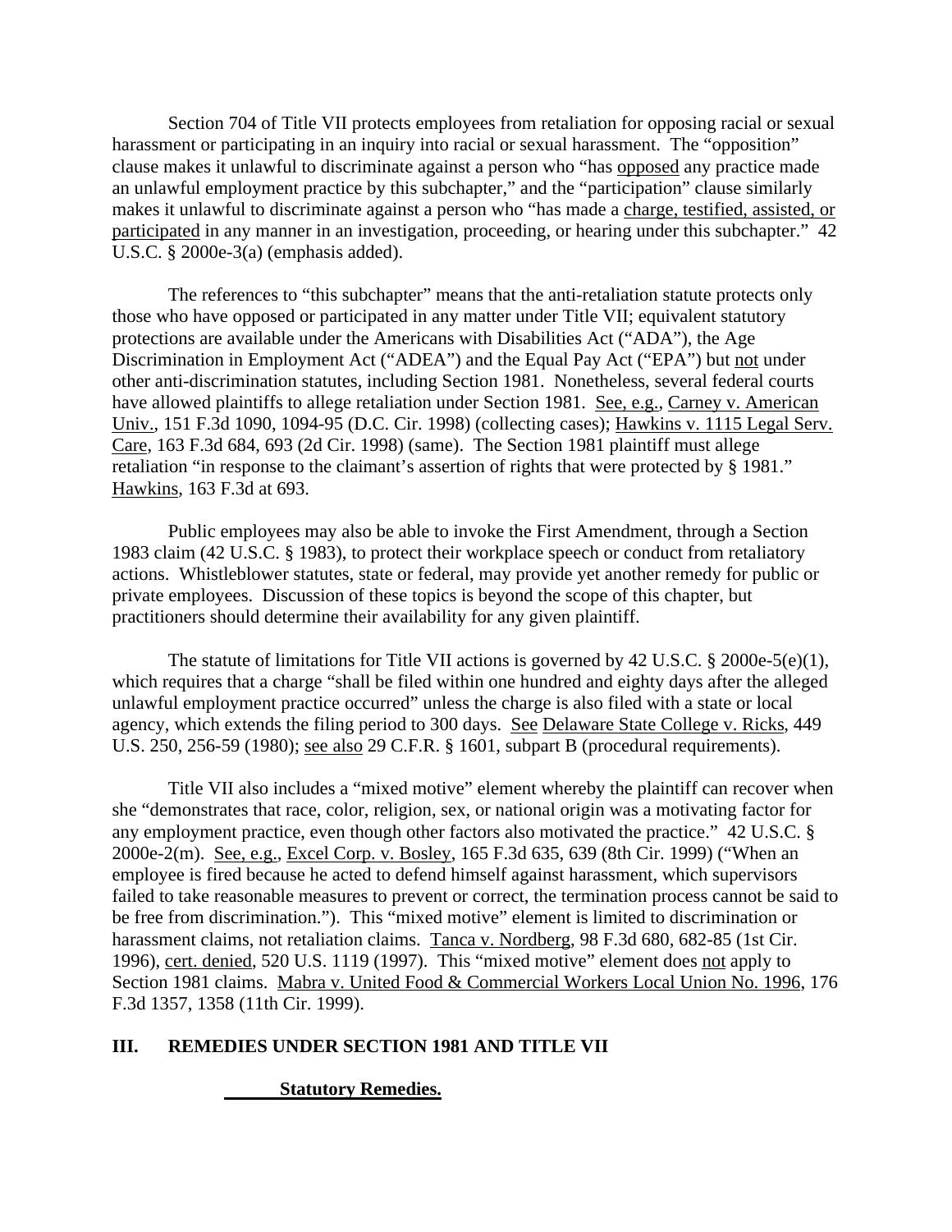Section 704 of Title VII protects employees from retaliation for opposing racial or sexual harassment or participating in an inquiry into racial or sexual harassment. The "opposition" clause makes it unlawful to discriminate against a person who "has opposed any practice made an unlawful employment practice by this subchapter," and the "participation" clause similarly makes it unlawful to discriminate against a person who "has made a charge, testified, assisted, or participated in any manner in an investigation, proceeding, or hearing under this subchapter." 42 U.S.C. § 2000e-3(a) (emphasis added).

The references to "this subchapter" means that the anti-retaliation statute protects only those who have opposed or participated in any matter under Title VII; equivalent statutory protections are available under the Americans with Disabilities Act ("ADA"), the Age Discrimination in Employment Act ("ADEA") and the Equal Pay Act ("EPA") but not under other anti-discrimination statutes, including Section 1981. Nonetheless, several federal courts have allowed plaintiffs to allege retaliation under Section 1981. See, e.g., Carney v. American Univ., 151 F.3d 1090, 1094-95 (D.C. Cir. 1998) (collecting cases); Hawkins v. 1115 Legal Serv. Care, 163 F.3d 684, 693 (2d Cir. 1998) (same). The Section 1981 plaintiff must allege retaliation "in response to the claimant's assertion of rights that were protected by § 1981." Hawkins, 163 F.3d at 693.

Public employees may also be able to invoke the First Amendment, through a Section 1983 claim (42 U.S.C. § 1983), to protect their workplace speech or conduct from retaliatory actions. Whistleblower statutes, state or federal, may provide yet another remedy for public or private employees. Discussion of these topics is beyond the scope of this chapter, but practitioners should determine their availability for any given plaintiff.

The statute of limitations for Title VII actions is governed by 42 U.S.C. § 2000e-5(e)(1), which requires that a charge "shall be filed within one hundred and eighty days after the alleged unlawful employment practice occurred" unless the charge is also filed with a state or local agency, which extends the filing period to 300 days. See Delaware State College v. Ricks, 449 U.S. 250, 256-59 (1980); see also 29 C.F.R. § 1601, subpart B (procedural requirements).

Title VII also includes a "mixed motive" element whereby the plaintiff can recover when she "demonstrates that race, color, religion, sex, or national origin was a motivating factor for any employment practice, even though other factors also motivated the practice." 42 U.S.C. § 2000e-2(m). See, e.g., Excel Corp. v. Bosley, 165 F.3d 635, 639 (8th Cir. 1999) ("When an employee is fired because he acted to defend himself against harassment, which supervisors failed to take reasonable measures to prevent or correct, the termination process cannot be said to be free from discrimination."). This "mixed motive" element is limited to discrimination or harassment claims, not retaliation claims. Tanca v. Nordberg, 98 F.3d 680, 682-85 (1st Cir. 1996), cert. denied, 520 U.S. 1119 (1997). This "mixed motive" element does not apply to Section 1981 claims. Mabra v. United Food & Commercial Workers Local Union No. 1996, 176 F.3d 1357, 1358 (11th Cir. 1999).

## III. REMEDIES UNDER SECTION 1981 AND TITLE VII

### Statutory Remedies.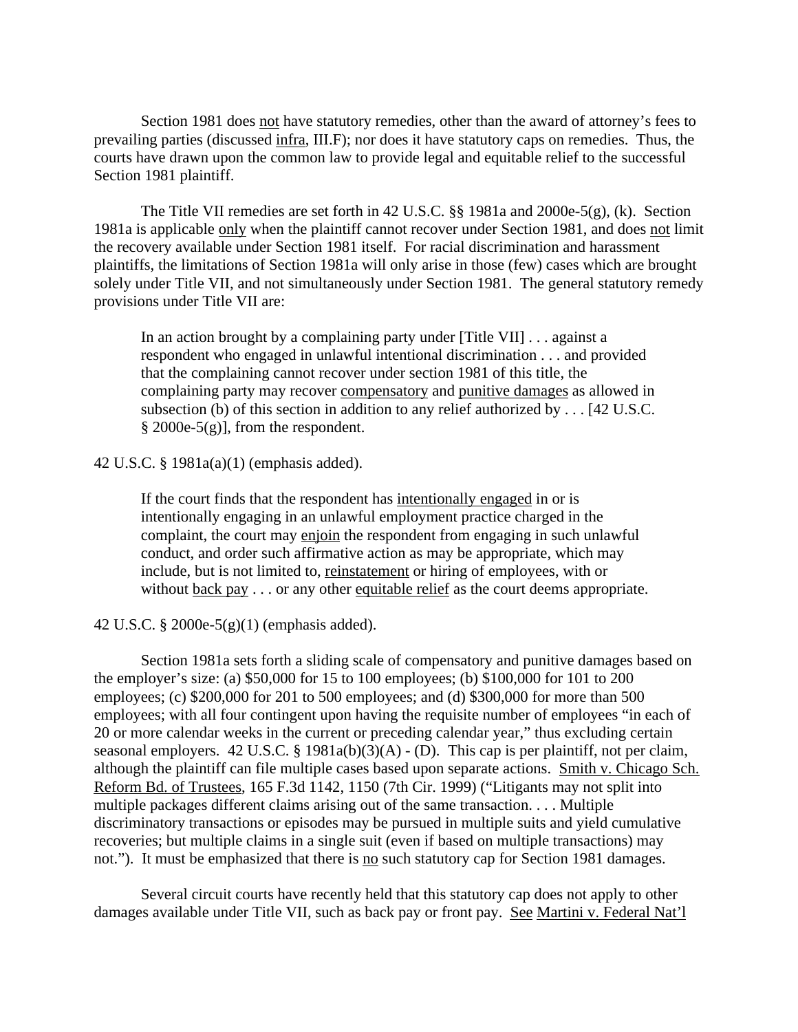Section 1981 does not have statutory remedies, other than the award of attorney's fees to prevailing parties (discussed infra, III.F); nor does it have statutory caps on remedies. Thus, the courts have drawn upon the common law to provide legal and equitable relief to the successful Section 1981 plaintiff.

The Title VII remedies are set forth in 42 U.S.C. §§ 1981a and 2000e-5(g), (k). Section 1981a is applicable only when the plaintiff cannot recover under Section 1981, and does not limit the recovery available under Section 1981 itself. For racial discrimination and harassment plaintiffs, the limitations of Section 1981a will only arise in those (few) cases which are brought solely under Title VII, and not simultaneously under Section 1981. The general statutory remedy provisions under Title VII are:

> In an action brought by a complaining party under [Title VII] . . . against a respondent who engaged in unlawful intentional discrimination . . . and provided that the complaining cannot recover under section 1981 of this title, the complaining party may recover compensatory and punitive damages as allowed in subsection (b) of this section in addition to any relief authorized by . . . [42 U.S.C. § 2000e-5(g)], from the respondent.

42 U.S.C. § 1981a(a)(1) (emphasis added).

> If the court finds that the respondent has intentionally engaged in or is intentionally engaging in an unlawful employment practice charged in the complaint, the court may enjoin the respondent from engaging in such unlawful conduct, and order such affirmative action as may be appropriate, which may include, but is not limited to, reinstatement or hiring of employees, with or without back pay . . . or any other equitable relief as the court deems appropriate.

42 U.S.C. § 2000e-5(g)(1) (emphasis added).

Section 1981a sets forth a sliding scale of compensatory and punitive damages based on the employer's size: (a) $50,000 for 15 to 100 employees; (b) $100,000 for 101 to 200 employees; (c) $200,000 for 201 to 500 employees; and (d) $300,000 for more than 500 employees; with all four contingent upon having the requisite number of employees "in each of 20 or more calendar weeks in the current or preceding calendar year," thus excluding certain seasonal employers. 42 U.S.C. § 1981a(b)(3)(A) - (D). This cap is per plaintiff, not per claim, although the plaintiff can file multiple cases based upon separate actions. Smith v. Chicago Sch. Reform Bd. of Trustees, 165 F.3d 1142, 1150 (7th Cir. 1999) ("Litigants may not split into multiple packages different claims arising out of the same transaction. . . . Multiple discriminatory transactions or episodes may be pursued in multiple suits and yield cumulative recoveries; but multiple claims in a single suit (even if based on multiple transactions) may not."). It must be emphasized that there is no such statutory cap for Section 1981 damages.

Several circuit courts have recently held that this statutory cap does not apply to other damages available under Title VII, such as back pay or front pay. See Martini v. Federal Nat'l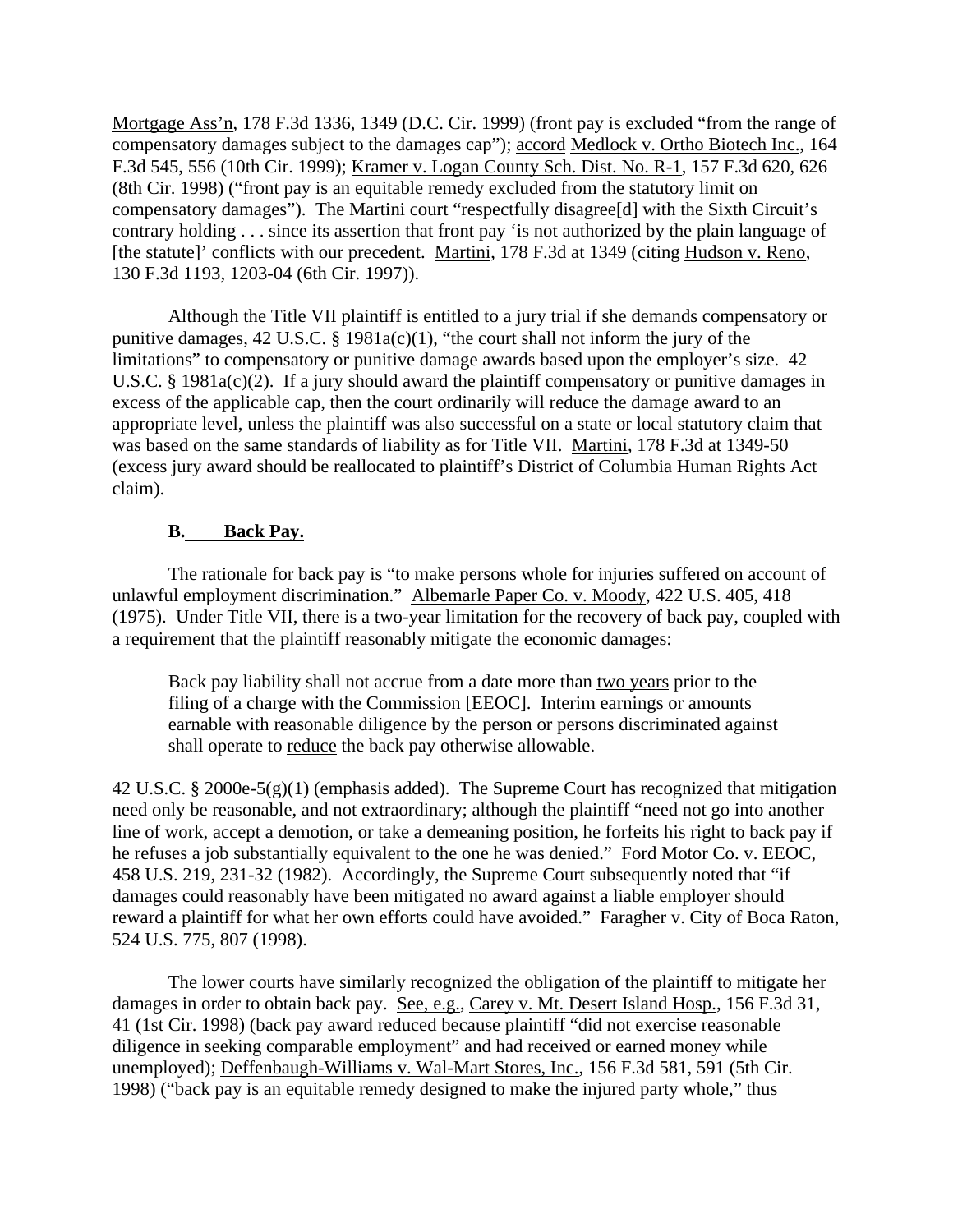Mortgage Ass'n, 178 F.3d 1336, 1349 (D.C. Cir. 1999) (front pay is excluded "from the range of compensatory damages subject to the damages cap"); accord Medlock v. Ortho Biotech Inc., 164 F.3d 545, 556 (10th Cir. 1999); Kramer v. Logan County Sch. Dist. No. R-1, 157 F.3d 620, 626 (8th Cir. 1998) ("front pay is an equitable remedy excluded from the statutory limit on compensatory damages"). The Martini court "respectfully disagree[d] with the Sixth Circuit's contrary holding . . . since its assertion that front pay 'is not authorized by the plain language of [the statute]' conflicts with our precedent. Martini, 178 F.3d at 1349 (citing Hudson v. Reno, 130 F.3d 1193, 1203-04 (6th Cir. 1997)).

Although the Title VII plaintiff is entitled to a jury trial if she demands compensatory or punitive damages, 42 U.S.C. § 1981a(c)(1), "the court shall not inform the jury of the limitations" to compensatory or punitive damage awards based upon the employer's size. 42 U.S.C. § 1981a(c)(2). If a jury should award the plaintiff compensatory or punitive damages in excess of the applicable cap, then the court ordinarily will reduce the damage award to an appropriate level, unless the plaintiff was also successful on a state or local statutory claim that was based on the same standards of liability as for Title VII. Martini, 178 F.3d at 1349-50 (excess jury award should be reallocated to plaintiff's District of Columbia Human Rights Act claim).

### B. Back Pay.

The rationale for back pay is "to make persons whole for injuries suffered on account of unlawful employment discrimination." Albemarle Paper Co. v. Moody, 422 U.S. 405, 418 (1975). Under Title VII, there is a two-year limitation for the recovery of back pay, coupled with a requirement that the plaintiff reasonably mitigate the economic damages:

> Back pay liability shall not accrue from a date more than two years prior to the filing of a charge with the Commission [EEOC]. Interim earnings or amounts earnable with reasonable diligence by the person or persons discriminated against shall operate to reduce the back pay otherwise allowable.

42 U.S.C. § 2000e-5(g)(1) (emphasis added). The Supreme Court has recognized that mitigation need only be reasonable, and not extraordinary; although the plaintiff "need not go into another line of work, accept a demotion, or take a demeaning position, he forfeits his right to back pay if he refuses a job substantially equivalent to the one he was denied." Ford Motor Co. v. EEOC, 458 U.S. 219, 231-32 (1982). Accordingly, the Supreme Court subsequently noted that "if damages could reasonably have been mitigated no award against a liable employer should reward a plaintiff for what her own efforts could have avoided." Faragher v. City of Boca Raton, 524 U.S. 775, 807 (1998).

The lower courts have similarly recognized the obligation of the plaintiff to mitigate her damages in order to obtain back pay. See, e.g., Carey v. Mt. Desert Island Hosp., 156 F.3d 31, 41 (1st Cir. 1998) (back pay award reduced because plaintiff "did not exercise reasonable diligence in seeking comparable employment" and had received or earned money while unemployed); Deffenbaugh-Williams v. Wal-Mart Stores, Inc., 156 F.3d 581, 591 (5th Cir. 1998) ("back pay is an equitable remedy designed to make the injured party whole," thus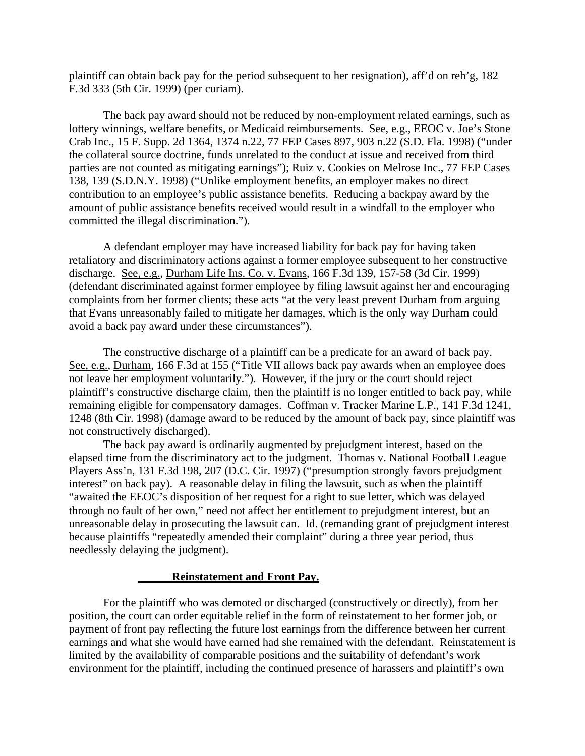plaintiff can obtain back pay for the period subsequent to her resignation), aff'd on reh'g, 182 F.3d 333 (5th Cir. 1999) (per curiam).

The back pay award should not be reduced by non-employment related earnings, such as lottery winnings, welfare benefits, or Medicaid reimbursements. See, e.g., EEOC v. Joe's Stone Crab Inc., 15 F. Supp. 2d 1364, 1374 n.22, 77 FEP Cases 897, 903 n.22 (S.D. Fla. 1998) ("under the collateral source doctrine, funds unrelated to the conduct at issue and received from third parties are not counted as mitigating earnings"); Ruiz v. Cookies on Melrose Inc., 77 FEP Cases 138, 139 (S.D.N.Y. 1998) ("Unlike employment benefits, an employer makes no direct contribution to an employee's public assistance benefits. Reducing a backpay award by the amount of public assistance benefits received would result in a windfall to the employer who committed the illegal discrimination.").

A defendant employer may have increased liability for back pay for having taken retaliatory and discriminatory actions against a former employee subsequent to her constructive discharge. See, e.g., Durham Life Ins. Co. v. Evans, 166 F.3d 139, 157-58 (3d Cir. 1999) (defendant discriminated against former employee by filing lawsuit against her and encouraging complaints from her former clients; these acts "at the very least prevent Durham from arguing that Evans unreasonably failed to mitigate her damages, which is the only way Durham could avoid a back pay award under these circumstances").

The constructive discharge of a plaintiff can be a predicate for an award of back pay. See, e.g., Durham, 166 F.3d at 155 ("Title VII allows back pay awards when an employee does not leave her employment voluntarily."). However, if the jury or the court should reject plaintiff's constructive discharge claim, then the plaintiff is no longer entitled to back pay, while remaining eligible for compensatory damages. Coffman v. Tracker Marine L.P., 141 F.3d 1241, 1248 (8th Cir. 1998) (damage award to be reduced by the amount of back pay, since plaintiff was not constructively discharged).

The back pay award is ordinarily augmented by prejudgment interest, based on the elapsed time from the discriminatory act to the judgment. Thomas v. National Football League Players Ass'n, 131 F.3d 198, 207 (D.C. Cir. 1997) ("presumption strongly favors prejudgment interest" on back pay). A reasonable delay in filing the lawsuit, such as when the plaintiff "awaited the EEOC's disposition of her request for a right to sue letter, which was delayed through no fault of her own," need not affect her entitlement to prejudgment interest, but an unreasonable delay in prosecuting the lawsuit can. Id. (remanding grant of prejudgment interest because plaintiffs "repeatedly amended their complaint" during a three year period, thus needlessly delaying the judgment).

**Reinstatement and Front Pay.**

For the plaintiff who was demoted or discharged (constructively or directly), from her position, the court can order equitable relief in the form of reinstatement to her former job, or payment of front pay reflecting the future lost earnings from the difference between her current earnings and what she would have earned had she remained with the defendant. Reinstatement is limited by the availability of comparable positions and the suitability of defendant's work environment for the plaintiff, including the continued presence of harassers and plaintiff's own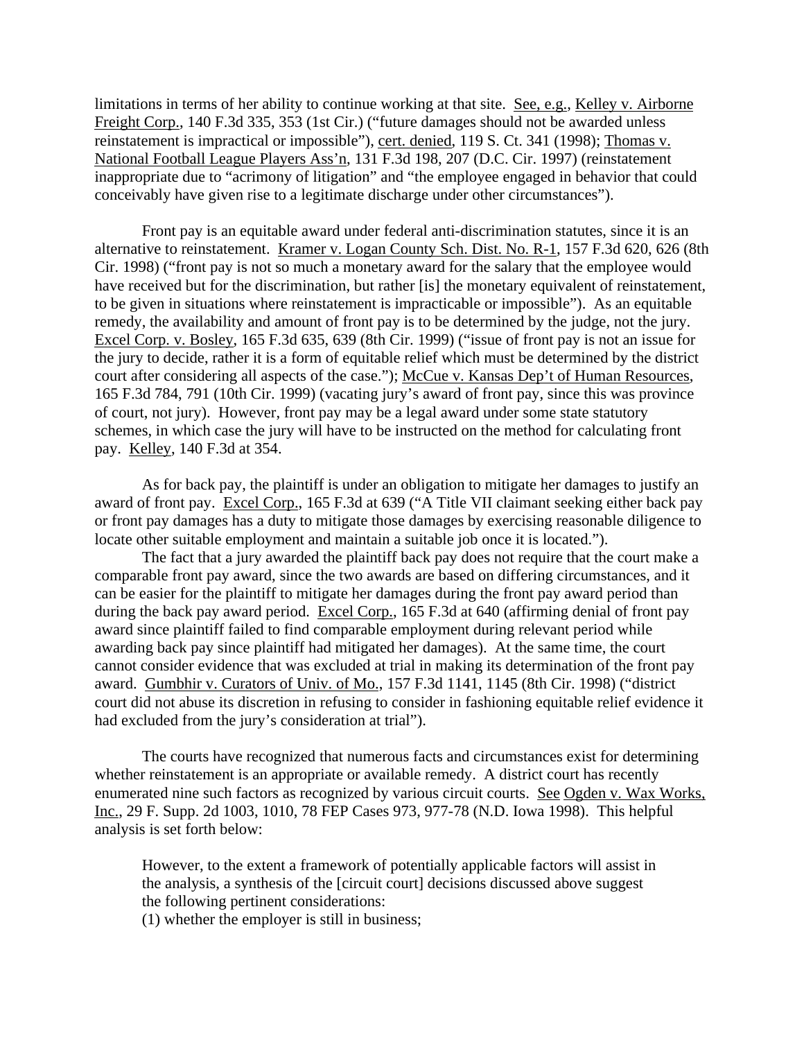limitations in terms of her ability to continue working at that site. See, e.g., Kelley v. Airborne Freight Corp., 140 F.3d 335, 353 (1st Cir.) ("future damages should not be awarded unless reinstatement is impractical or impossible"), cert. denied, 119 S. Ct. 341 (1998); Thomas v. National Football League Players Ass'n, 131 F.3d 198, 207 (D.C. Cir. 1997) (reinstatement inappropriate due to "acrimony of litigation" and "the employee engaged in behavior that could conceivably have given rise to a legitimate discharge under other circumstances").

Front pay is an equitable award under federal anti-discrimination statutes, since it is an alternative to reinstatement. Kramer v. Logan County Sch. Dist. No. R-1, 157 F.3d 620, 626 (8th Cir. 1998) ("front pay is not so much a monetary award for the salary that the employee would have received but for the discrimination, but rather [is] the monetary equivalent of reinstatement, to be given in situations where reinstatement is impracticable or impossible"). As an equitable remedy, the availability and amount of front pay is to be determined by the judge, not the jury. Excel Corp. v. Bosley, 165 F.3d 635, 639 (8th Cir. 1999) ("issue of front pay is not an issue for the jury to decide, rather it is a form of equitable relief which must be determined by the district court after considering all aspects of the case."); McCue v. Kansas Dep't of Human Resources, 165 F.3d 784, 791 (10th Cir. 1999) (vacating jury's award of front pay, since this was province of court, not jury). However, front pay may be a legal award under some state statutory schemes, in which case the jury will have to be instructed on the method for calculating front pay. Kelley, 140 F.3d at 354.

As for back pay, the plaintiff is under an obligation to mitigate her damages to justify an award of front pay. Excel Corp., 165 F.3d at 639 ("A Title VII claimant seeking either back pay or front pay damages has a duty to mitigate those damages by exercising reasonable diligence to locate other suitable employment and maintain a suitable job once it is located.").

The fact that a jury awarded the plaintiff back pay does not require that the court make a comparable front pay award, since the two awards are based on differing circumstances, and it can be easier for the plaintiff to mitigate her damages during the front pay award period than during the back pay award period. Excel Corp., 165 F.3d at 640 (affirming denial of front pay award since plaintiff failed to find comparable employment during relevant period while awarding back pay since plaintiff had mitigated her damages). At the same time, the court cannot consider evidence that was excluded at trial in making its determination of the front pay award. Gumbhir v. Curators of Univ. of Mo., 157 F.3d 1141, 1145 (8th Cir. 1998) ("district court did not abuse its discretion in refusing to consider in fashioning equitable relief evidence it had excluded from the jury's consideration at trial").

The courts have recognized that numerous facts and circumstances exist for determining whether reinstatement is an appropriate or available remedy. A district court has recently enumerated nine such factors as recognized by various circuit courts. See Ogden v. Wax Works, Inc., 29 F. Supp. 2d 1003, 1010, 78 FEP Cases 973, 977-78 (N.D. Iowa 1998). This helpful analysis is set forth below:

> However, to the extent a framework of potentially applicable factors will assist in the analysis, a synthesis of the [circuit court] decisions discussed above suggest the following pertinent considerations:
> (1) whether the employer is still in business;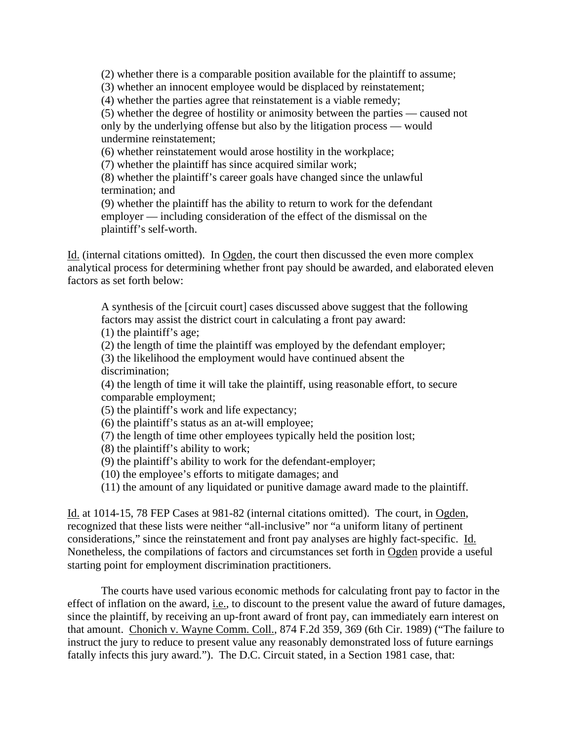> (2) whether there is a comparable position available for the plaintiff to assume;
> (3) whether an innocent employee would be displaced by reinstatement;
> (4) whether the parties agree that reinstatement is a viable remedy;
> (5) whether the degree of hostility or animosity between the parties — caused not only by the underlying offense but also by the litigation process — would undermine reinstatement;
> (6) whether reinstatement would arose hostility in the workplace;
> (7) whether the plaintiff has since acquired similar work;
> (8) whether the plaintiff's career goals have changed since the unlawful termination; and
> (9) whether the plaintiff has the ability to return to work for the defendant employer — including consideration of the effect of the dismissal on the plaintiff's self-worth.

Id. (internal citations omitted). In Ogden, the court then discussed the even more complex analytical process for determining whether front pay should be awarded, and elaborated eleven factors as set forth below:

> A synthesis of the [circuit court] cases discussed above suggest that the following factors may assist the district court in calculating a front pay award:
> (1) the plaintiff's age;
> (2) the length of time the plaintiff was employed by the defendant employer;
> (3) the likelihood the employment would have continued absent the discrimination;
> (4) the length of time it will take the plaintiff, using reasonable effort, to secure comparable employment;
> (5) the plaintiff's work and life expectancy;
> (6) the plaintiff's status as an at-will employee;
> (7) the length of time other employees typically held the position lost;
> (8) the plaintiff's ability to work;
> (9) the plaintiff's ability to work for the defendant-employer;
> (10) the employee's efforts to mitigate damages; and
> (11) the amount of any liquidated or punitive damage award made to the plaintiff.

Id. at 1014-15, 78 FEP Cases at 981-82 (internal citations omitted). The court, in Ogden, recognized that these lists were neither "all-inclusive" nor "a uniform litany of pertinent considerations," since the reinstatement and front pay analyses are highly fact-specific. Id. Nonetheless, the compilations of factors and circumstances set forth in Ogden provide a useful starting point for employment discrimination practitioners.

The courts have used various economic methods for calculating front pay to factor in the effect of inflation on the award, i.e., to discount to the present value the award of future damages, since the plaintiff, by receiving an up-front award of front pay, can immediately earn interest on that amount. Chonich v. Wayne Comm. Coll., 874 F.2d 359, 369 (6th Cir. 1989) ("The failure to instruct the jury to reduce to present value any reasonably demonstrated loss of future earnings fatally infects this jury award."). The D.C. Circuit stated, in a Section 1981 case, that: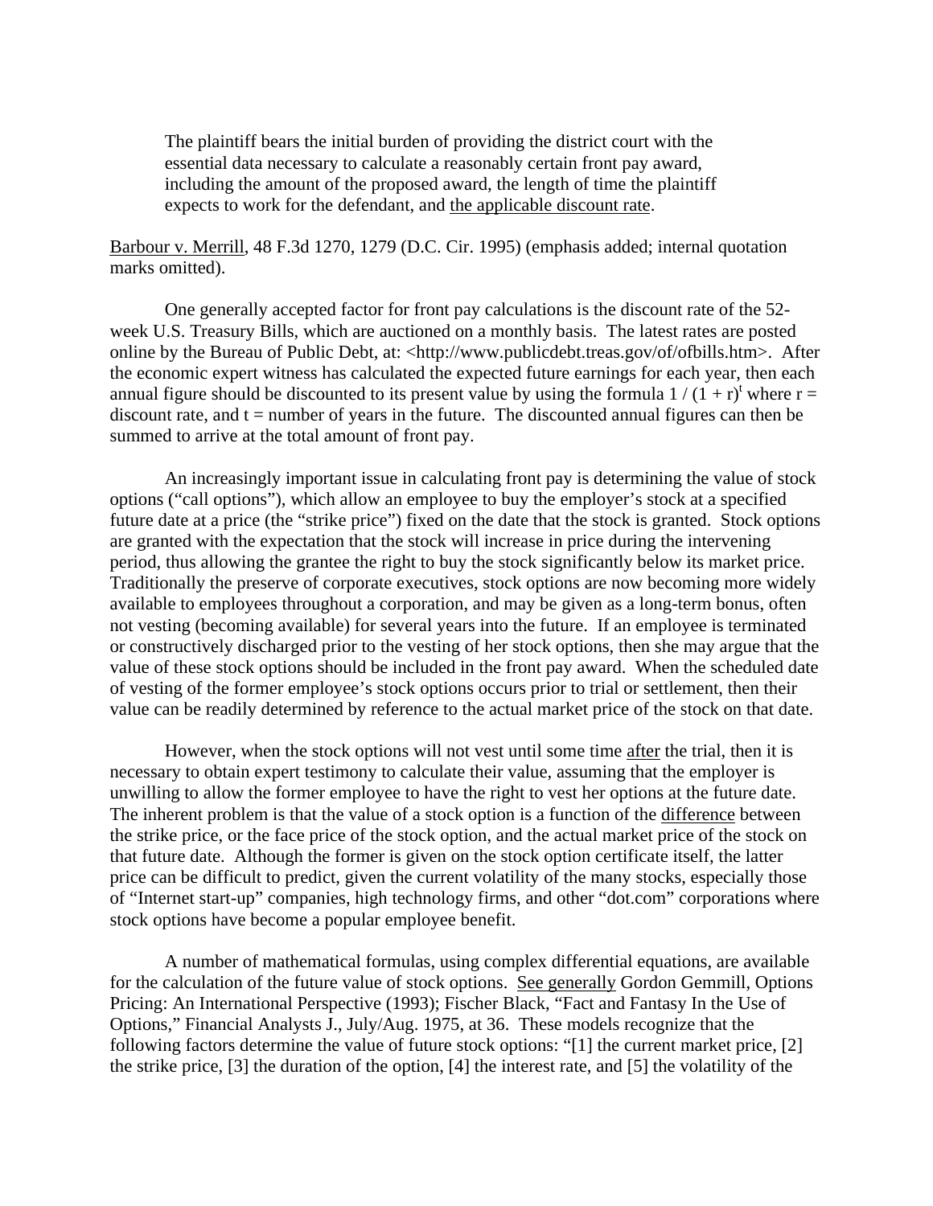> The plaintiff bears the initial burden of providing the district court with the essential data necessary to calculate a reasonably certain front pay award, including the amount of the proposed award, the length of time the plaintiff expects to work for the defendant, and <u>the applicable discount rate</u>.

<u>Barbour v. Merrill</u>, 48 F.3d 1270, 1279 (D.C. Cir. 1995) (emphasis added; internal quotation marks omitted).

One generally accepted factor for front pay calculations is the discount rate of the 52-week U.S. Treasury Bills, which are auctioned on a monthly basis. The latest rates are posted online by the Bureau of Public Debt, at: <http://www.publicdebt.treas.gov/of/ofbills.htm>. After the economic expert witness has calculated the expected future earnings for each year, then each annual figure should be discounted to its present value by using the formula $1 / (1 + r)^t$ where r = discount rate, and t = number of years in the future. The discounted annual figures can then be summed to arrive at the total amount of front pay.

An increasingly important issue in calculating front pay is determining the value of stock options ("call options"), which allow an employee to buy the employer's stock at a specified future date at a price (the "strike price") fixed on the date that the stock is granted. Stock options are granted with the expectation that the stock will increase in price during the intervening period, thus allowing the grantee the right to buy the stock significantly below its market price. Traditionally the preserve of corporate executives, stock options are now becoming more widely available to employees throughout a corporation, and may be given as a long-term bonus, often not vesting (becoming available) for several years into the future. If an employee is terminated or constructively discharged prior to the vesting of her stock options, then she may argue that the value of these stock options should be included in the front pay award. When the scheduled date of vesting of the former employee's stock options occurs prior to trial or settlement, then their value can be readily determined by reference to the actual market price of the stock on that date.

However, when the stock options will not vest until some time <u>after</u> the trial, then it is necessary to obtain expert testimony to calculate their value, assuming that the employer is unwilling to allow the former employee to have the right to vest her options at the future date. The inherent problem is that the value of a stock option is a function of the <u>difference</u> between the strike price, or the face price of the stock option, and the actual market price of the stock on that future date. Although the former is given on the stock option certificate itself, the latter price can be difficult to predict, given the current volatility of the many stocks, especially those of "Internet start-up" companies, high technology firms, and other "dot.com" corporations where stock options have become a popular employee benefit.

A number of mathematical formulas, using complex differential equations, are available for the calculation of the future value of stock options. <u>See generally</u> Gordon Gemmill, Options Pricing: An International Perspective (1993); Fischer Black, "Fact and Fantasy In the Use of Options," Financial Analysts J., July/Aug. 1975, at 36. These models recognize that the following factors determine the value of future stock options: "[1] the current market price, [2] the strike price, [3] the duration of the option, [4] the interest rate, and [5] the volatility of the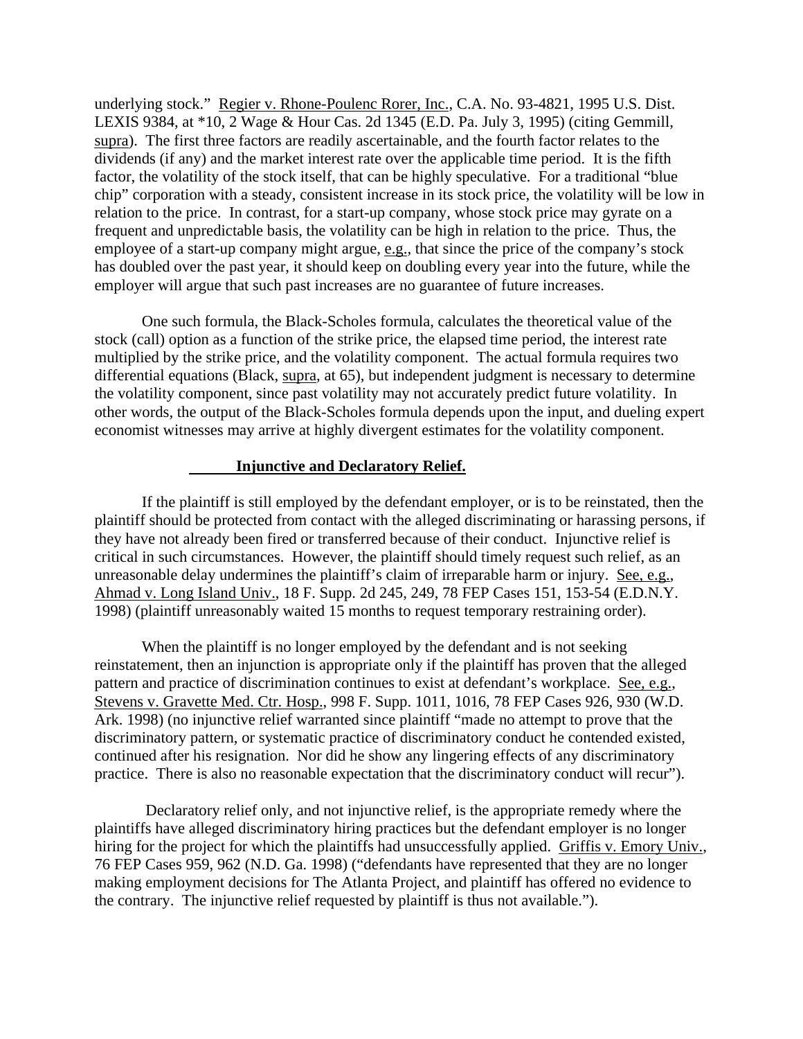underlying stock." Regier v. Rhone-Poulenc Rorer, Inc., C.A. No. 93-4821, 1995 U.S. Dist. LEXIS 9384, at *10, 2 Wage & Hour Cas. 2d 1345 (E.D. Pa. July 3, 1995) (citing Gemmill, supra). The first three factors are readily ascertainable, and the fourth factor relates to the dividends (if any) and the market interest rate over the applicable time period. It is the fifth factor, the volatility of the stock itself, that can be highly speculative. For a traditional "blue chip" corporation with a steady, consistent increase in its stock price, the volatility will be low in relation to the price. In contrast, for a start-up company, whose stock price may gyrate on a frequent and unpredictable basis, the volatility can be high in relation to the price. Thus, the employee of a start-up company might argue, e.g., that since the price of the company's stock has doubled over the past year, it should keep on doubling every year into the future, while the employer will argue that such past increases are no guarantee of future increases.

One such formula, the Black-Scholes formula, calculates the theoretical value of the stock (call) option as a function of the strike price, the elapsed time period, the interest rate multiplied by the strike price, and the volatility component. The actual formula requires two differential equations (Black, supra, at 65), but independent judgment is necessary to determine the volatility component, since past volatility may not accurately predict future volatility. In other words, the output of the Black-Scholes formula depends upon the input, and dueling expert economist witnesses may arrive at highly divergent estimates for the volatility component.

**Injunctive and Declaratory Relief.**

If the plaintiff is still employed by the defendant employer, or is to be reinstated, then the plaintiff should be protected from contact with the alleged discriminating or harassing persons, if they have not already been fired or transferred because of their conduct. Injunctive relief is critical in such circumstances. However, the plaintiff should timely request such relief, as an unreasonable delay undermines the plaintiff's claim of irreparable harm or injury. See, e.g., Ahmad v. Long Island Univ., 18 F. Supp. 2d 245, 249, 78 FEP Cases 151, 153-54 (E.D.N.Y. 1998) (plaintiff unreasonably waited 15 months to request temporary restraining order).

When the plaintiff is no longer employed by the defendant and is not seeking reinstatement, then an injunction is appropriate only if the plaintiff has proven that the alleged pattern and practice of discrimination continues to exist at defendant's workplace. See, e.g., Stevens v. Gravette Med. Ctr. Hosp., 998 F. Supp. 1011, 1016, 78 FEP Cases 926, 930 (W.D. Ark. 1998) (no injunctive relief warranted since plaintiff "made no attempt to prove that the discriminatory pattern, or systematic practice of discriminatory conduct he contended existed, continued after his resignation. Nor did he show any lingering effects of any discriminatory practice. There is also no reasonable expectation that the discriminatory conduct will recur").

Declaratory relief only, and not injunctive relief, is the appropriate remedy where the plaintiffs have alleged discriminatory hiring practices but the defendant employer is no longer hiring for the project for which the plaintiffs had unsuccessfully applied. Griffis v. Emory Univ., 76 FEP Cases 959, 962 (N.D. Ga. 1998) ("defendants have represented that they are no longer making employment decisions for The Atlanta Project, and plaintiff has offered no evidence to the contrary. The injunctive relief requested by plaintiff is thus not available.").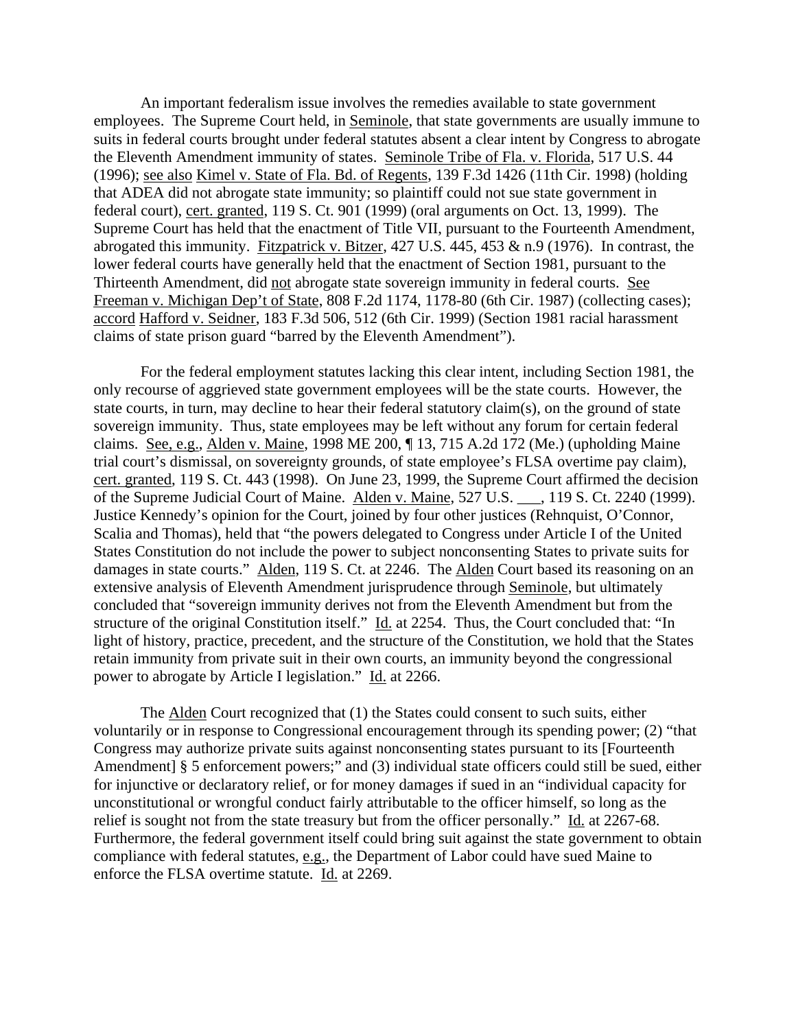An important federalism issue involves the remedies available to state government employees. The Supreme Court held, in Seminole, that state governments are usually immune to suits in federal courts brought under federal statutes absent a clear intent by Congress to abrogate the Eleventh Amendment immunity of states. Seminole Tribe of Fla. v. Florida, 517 U.S. 44 (1996); see also Kimel v. State of Fla. Bd. of Regents, 139 F.3d 1426 (11th Cir. 1998) (holding that ADEA did not abrogate state immunity; so plaintiff could not sue state government in federal court), cert. granted, 119 S. Ct. 901 (1999) (oral arguments on Oct. 13, 1999). The Supreme Court has held that the enactment of Title VII, pursuant to the Fourteenth Amendment, abrogated this immunity. Fitzpatrick v. Bitzer, 427 U.S. 445, 453 & n.9 (1976). In contrast, the lower federal courts have generally held that the enactment of Section 1981, pursuant to the Thirteenth Amendment, did not abrogate state sovereign immunity in federal courts. See Freeman v. Michigan Dep't of State, 808 F.2d 1174, 1178-80 (6th Cir. 1987) (collecting cases); accord Hafford v. Seidner, 183 F.3d 506, 512 (6th Cir. 1999) (Section 1981 racial harassment claims of state prison guard "barred by the Eleventh Amendment").

For the federal employment statutes lacking this clear intent, including Section 1981, the only recourse of aggrieved state government employees will be the state courts. However, the state courts, in turn, may decline to hear their federal statutory claim(s), on the ground of state sovereign immunity. Thus, state employees may be left without any forum for certain federal claims. See, e.g., Alden v. Maine, 1998 ME 200, ¶ 13, 715 A.2d 172 (Me.) (upholding Maine trial court's dismissal, on sovereignty grounds, of state employee's FLSA overtime pay claim), cert. granted, 119 S. Ct. 443 (1998). On June 23, 1999, the Supreme Court affirmed the decision of the Supreme Judicial Court of Maine. Alden v. Maine, 527 U.S. ___, 119 S. Ct. 2240 (1999). Justice Kennedy's opinion for the Court, joined by four other justices (Rehnquist, O'Connor, Scalia and Thomas), held that "the powers delegated to Congress under Article I of the United States Constitution do not include the power to subject nonconsenting States to private suits for damages in state courts." Alden, 119 S. Ct. at 2246. The Alden Court based its reasoning on an extensive analysis of Eleventh Amendment jurisprudence through Seminole, but ultimately concluded that "sovereign immunity derives not from the Eleventh Amendment but from the structure of the original Constitution itself." Id. at 2254. Thus, the Court concluded that: "In light of history, practice, precedent, and the structure of the Constitution, we hold that the States retain immunity from private suit in their own courts, an immunity beyond the congressional power to abrogate by Article I legislation." Id. at 2266.

The Alden Court recognized that (1) the States could consent to such suits, either voluntarily or in response to Congressional encouragement through its spending power; (2) "that Congress may authorize private suits against nonconsenting states pursuant to its [Fourteenth Amendment] § 5 enforcement powers;" and (3) individual state officers could still be sued, either for injunctive or declaratory relief, or for money damages if sued in an "individual capacity for unconstitutional or wrongful conduct fairly attributable to the officer himself, so long as the relief is sought not from the state treasury but from the officer personally." Id. at 2267-68. Furthermore, the federal government itself could bring suit against the state government to obtain compliance with federal statutes, e.g., the Department of Labor could have sued Maine to enforce the FLSA overtime statute. Id. at 2269.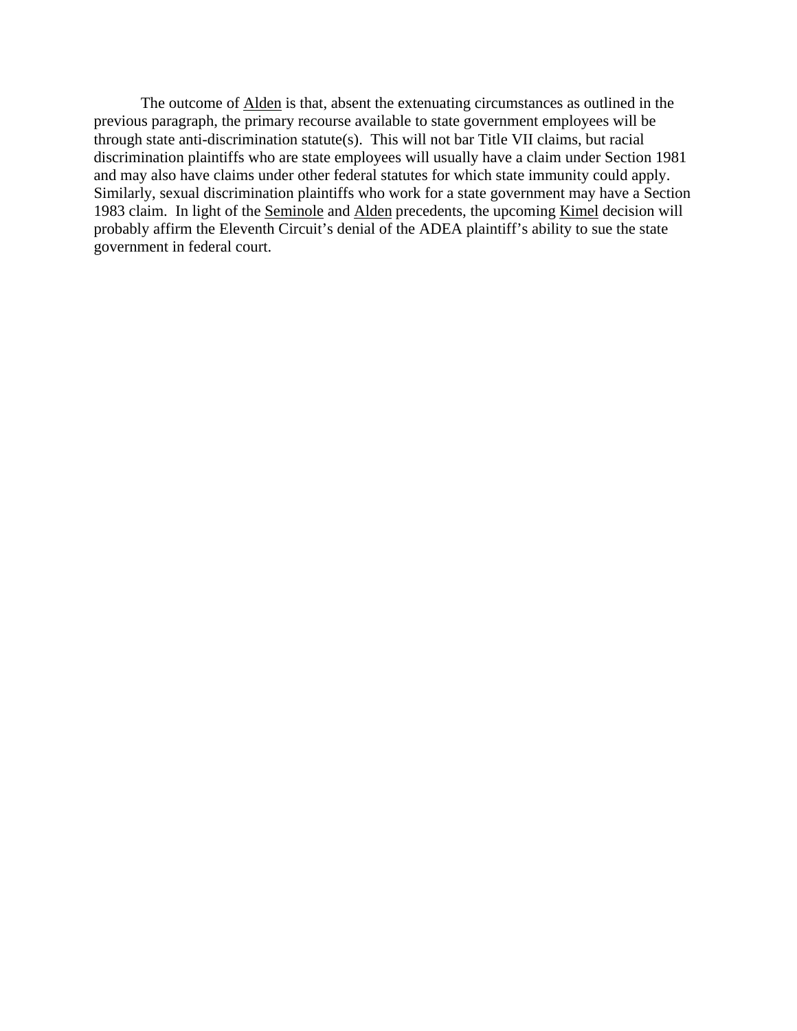The outcome of Alden is that, absent the extenuating circumstances as outlined in the previous paragraph, the primary recourse available to state government employees will be through state anti-discrimination statute(s). This will not bar Title VII claims, but racial discrimination plaintiffs who are state employees will usually have a claim under Section 1981 and may also have claims under other federal statutes for which state immunity could apply. Similarly, sexual discrimination plaintiffs who work for a state government may have a Section 1983 claim. In light of the Seminole and Alden precedents, the upcoming Kimel decision will probably affirm the Eleventh Circuit's denial of the ADEA plaintiff's ability to sue the state government in federal court.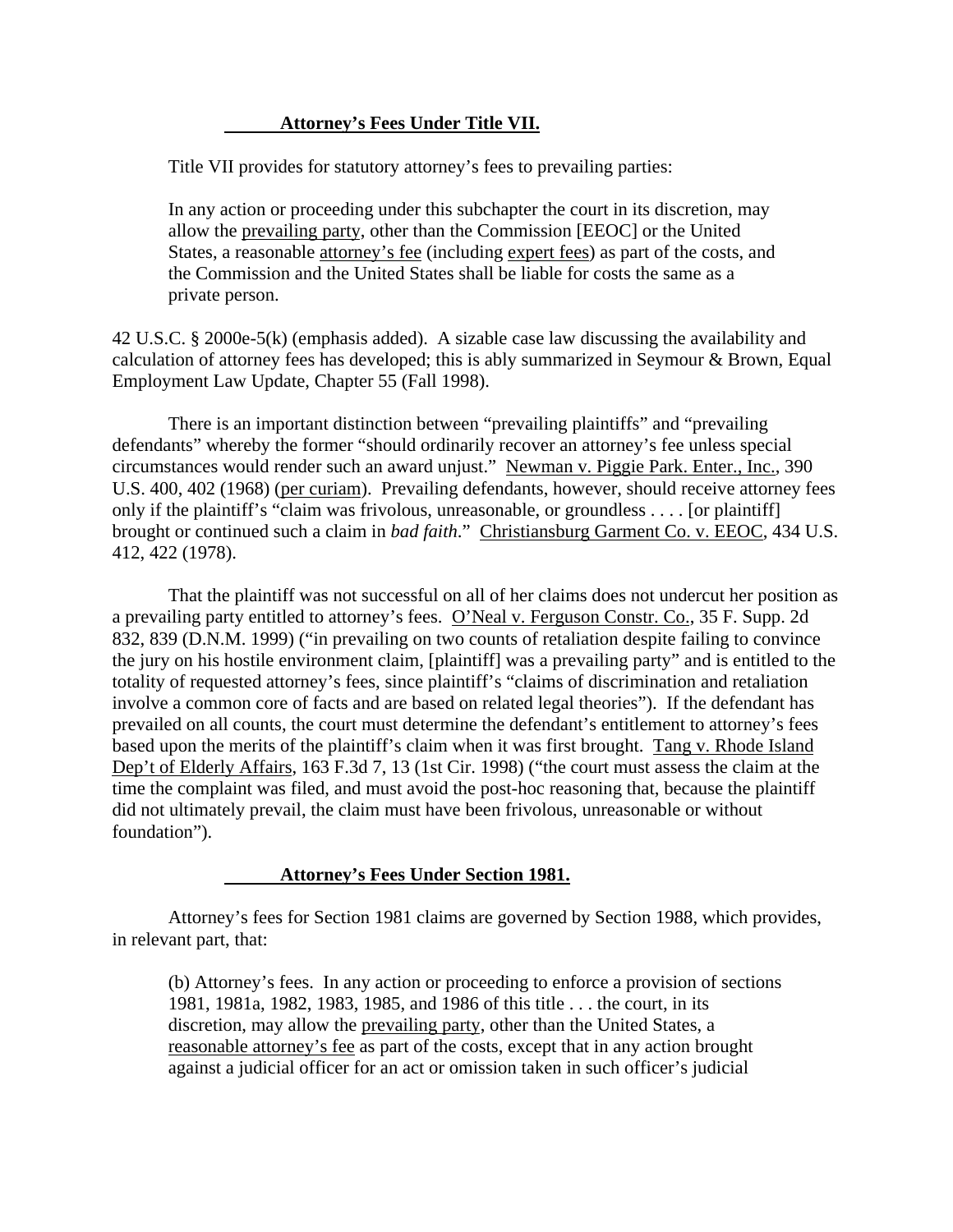### Attorney's Fees Under Title VII.

Title VII provides for statutory attorney's fees to prevailing parties:

> In any action or proceeding under this subchapter the court in its discretion, may allow the <u>prevailing party</u>, other than the Commission [EEOC] or the United States, a reasonable <u>attorney's fee</u> (including <u>expert fees</u>) as part of the costs, and the Commission and the United States shall be liable for costs the same as a private person.

42 U.S.C. § 2000e-5(k) (emphasis added). A sizable case law discussing the availability and calculation of attorney fees has developed; this is ably summarized in Seymour & Brown, Equal Employment Law Update, Chapter 55 (Fall 1998).

There is an important distinction between "prevailing plaintiffs" and "prevailing defendants" whereby the former "should ordinarily recover an attorney's fee unless special circumstances would render such an award unjust." <u>Newman v. Piggie Park. Enter., Inc.</u>, 390 U.S. 400, 402 (1968) (<u>per curiam</u>). Prevailing defendants, however, should receive attorney fees only if the plaintiff's "claim was frivolous, unreasonable, or groundless . . . . [or plaintiff] brought or continued such a claim in *bad faith*." <u>Christiansburg Garment Co. v. EEOC</u>, 434 U.S. 412, 422 (1978).

That the plaintiff was not successful on all of her claims does not undercut her position as a prevailing party entitled to attorney's fees. <u>O'Neal v. Ferguson Constr. Co.</u>, 35 F. Supp. 2d 832, 839 (D.N.M. 1999) ("in prevailing on two counts of retaliation despite failing to convince the jury on his hostile environment claim, [plaintiff] was a prevailing party" and is entitled to the totality of requested attorney's fees, since plaintiff's "claims of discrimination and retaliation involve a common core of facts and are based on related legal theories"). If the defendant has prevailed on all counts, the court must determine the defendant's entitlement to attorney's fees based upon the merits of the plaintiff's claim when it was first brought. <u>Tang v. Rhode Island Dep't of Elderly Affairs</u>, 163 F.3d 7, 13 (1st Cir. 1998) ("the court must assess the claim at the time the complaint was filed, and must avoid the post-hoc reasoning that, because the plaintiff did not ultimately prevail, the claim must have been frivolous, unreasonable or without foundation").

### Attorney's Fees Under Section 1981.

Attorney's fees for Section 1981 claims are governed by Section 1988, which provides, in relevant part, that:

> (b) Attorney's fees. In any action or proceeding to enforce a provision of sections 1981, 1981a, 1982, 1983, 1985, and 1986 of this title . . . the court, in its discretion, may allow the <u>prevailing party</u>, other than the United States, a <u>reasonable attorney's fee</u> as part of the costs, except that in any action brought against a judicial officer for an act or omission taken in such officer's judicial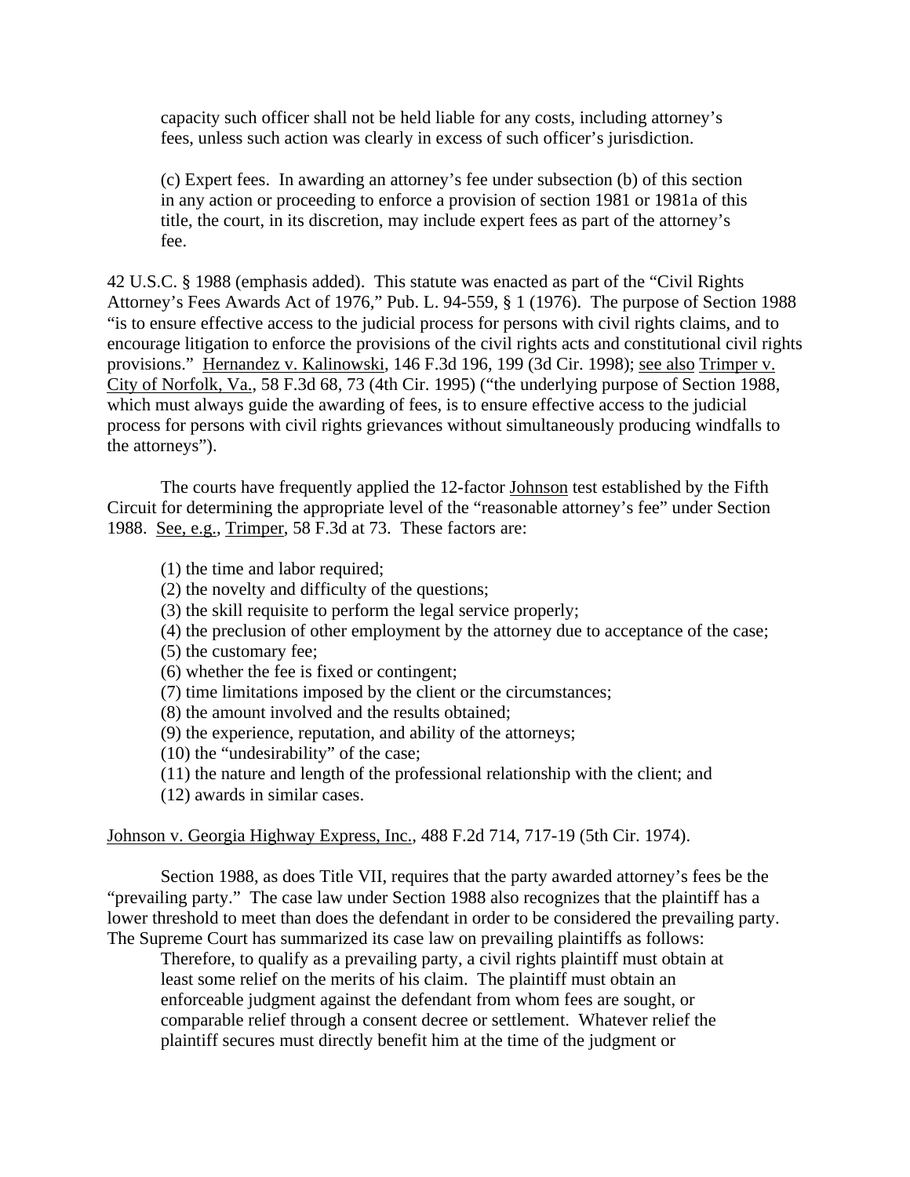> capacity such officer shall not be held liable for any costs, including attorney's fees, unless such action was clearly in excess of such officer's jurisdiction.
>
> (c) Expert fees. In awarding an attorney's fee under subsection (b) of this section in any action or proceeding to enforce a provision of section 1981 or 1981a of this title, the court, in its discretion, may include expert fees as part of the attorney's fee.

42 U.S.C. § 1988 (emphasis added). This statute was enacted as part of the "Civil Rights Attorney's Fees Awards Act of 1976," Pub. L. 94-559, § 1 (1976). The purpose of Section 1988 "is to ensure effective access to the judicial process for persons with civil rights claims, and to encourage litigation to enforce the provisions of the civil rights acts and constitutional civil rights provisions." Hernandez v. Kalinowski, 146 F.3d 196, 199 (3d Cir. 1998); see also Trimper v. City of Norfolk, Va., 58 F.3d 68, 73 (4th Cir. 1995) ("the underlying purpose of Section 1988, which must always guide the awarding of fees, is to ensure effective access to the judicial process for persons with civil rights grievances without simultaneously producing windfalls to the attorneys").

The courts have frequently applied the 12-factor Johnson test established by the Fifth Circuit for determining the appropriate level of the "reasonable attorney's fee" under Section 1988. See, e.g., Trimper, 58 F.3d at 73. These factors are:

> (1) the time and labor required;
> (2) the novelty and difficulty of the questions;
> (3) the skill requisite to perform the legal service properly;
> (4) the preclusion of other employment by the attorney due to acceptance of the case;
> (5) the customary fee;
> (6) whether the fee is fixed or contingent;
> (7) time limitations imposed by the client or the circumstances;
> (8) the amount involved and the results obtained;
> (9) the experience, reputation, and ability of the attorneys;
> (10) the "undesirability" of the case;
> (11) the nature and length of the professional relationship with the client; and
> (12) awards in similar cases.

Johnson v. Georgia Highway Express, Inc., 488 F.2d 714, 717-19 (5th Cir. 1974).

Section 1988, as does Title VII, requires that the party awarded attorney's fees be the "prevailing party." The case law under Section 1988 also recognizes that the plaintiff has a lower threshold to meet than does the defendant in order to be considered the prevailing party. The Supreme Court has summarized its case law on prevailing plaintiffs as follows:

> Therefore, to qualify as a prevailing party, a civil rights plaintiff must obtain at least some relief on the merits of his claim. The plaintiff must obtain an enforceable judgment against the defendant from whom fees are sought, or comparable relief through a consent decree or settlement. Whatever relief the plaintiff secures must directly benefit him at the time of the judgment or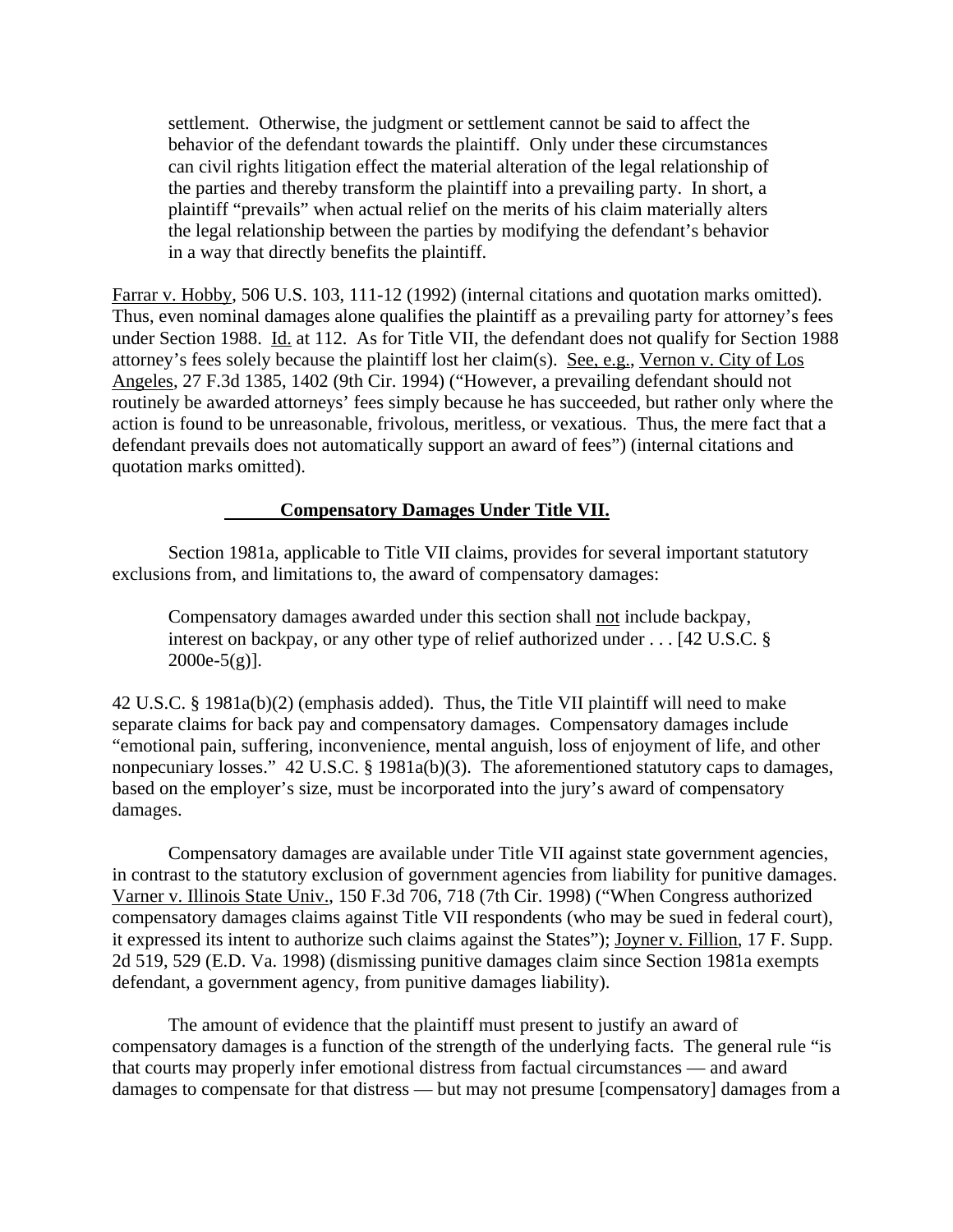> settlement. Otherwise, the judgment or settlement cannot be said to affect the behavior of the defendant towards the plaintiff. Only under these circumstances can civil rights litigation effect the material alteration of the legal relationship of the parties and thereby transform the plaintiff into a prevailing party. In short, a plaintiff "prevails" when actual relief on the merits of his claim materially alters the legal relationship between the parties by modifying the defendant's behavior in a way that directly benefits the plaintiff.

Farrar v. Hobby, 506 U.S. 103, 111-12 (1992) (internal citations and quotation marks omitted). Thus, even nominal damages alone qualifies the plaintiff as a prevailing party for attorney's fees under Section 1988. Id. at 112. As for Title VII, the defendant does not qualify for Section 1988 attorney's fees solely because the plaintiff lost her claim(s). See, e.g., Vernon v. City of Los Angeles, 27 F.3d 1385, 1402 (9th Cir. 1994) ("However, a prevailing defendant should not routinely be awarded attorneys' fees simply because he has succeeded, but rather only where the action is found to be unreasonable, frivolous, meritless, or vexatious. Thus, the mere fact that a defendant prevails does not automatically support an award of fees") (internal citations and quotation marks omitted).

**Compensatory Damages Under Title VII.**

Section 1981a, applicable to Title VII claims, provides for several important statutory exclusions from, and limitations to, the award of compensatory damages:

> Compensatory damages awarded under this section shall not include backpay, interest on backpay, or any other type of relief authorized under . . . [42 U.S.C. § 2000e-5(g)].

42 U.S.C. § 1981a(b)(2) (emphasis added). Thus, the Title VII plaintiff will need to make separate claims for back pay and compensatory damages. Compensatory damages include "emotional pain, suffering, inconvenience, mental anguish, loss of enjoyment of life, and other nonpecuniary losses." 42 U.S.C. § 1981a(b)(3). The aforementioned statutory caps to damages, based on the employer's size, must be incorporated into the jury's award of compensatory damages.

Compensatory damages are available under Title VII against state government agencies, in contrast to the statutory exclusion of government agencies from liability for punitive damages. Varner v. Illinois State Univ., 150 F.3d 706, 718 (7th Cir. 1998) ("When Congress authorized compensatory damages claims against Title VII respondents (who may be sued in federal court), it expressed its intent to authorize such claims against the States"); Joyner v. Fillion, 17 F. Supp. 2d 519, 529 (E.D. Va. 1998) (dismissing punitive damages claim since Section 1981a exempts defendant, a government agency, from punitive damages liability).

The amount of evidence that the plaintiff must present to justify an award of compensatory damages is a function of the strength of the underlying facts. The general rule "is that courts may properly infer emotional distress from factual circumstances — and award damages to compensate for that distress — but may not presume [compensatory] damages from a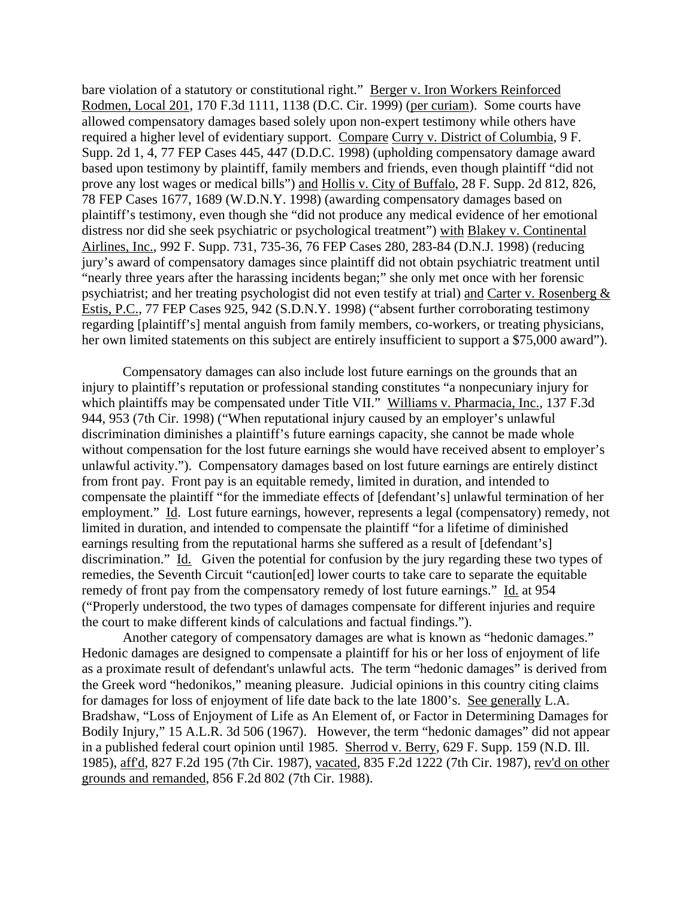bare violation of a statutory or constitutional right." Berger v. Iron Workers Reinforced Rodmen, Local 201, 170 F.3d 1111, 1138 (D.C. Cir. 1999) (per curiam). Some courts have allowed compensatory damages based solely upon non-expert testimony while others have required a higher level of evidentiary support. Compare Curry v. District of Columbia, 9 F. Supp. 2d 1, 4, 77 FEP Cases 445, 447 (D.D.C. 1998) (upholding compensatory damage award based upon testimony by plaintiff, family members and friends, even though plaintiff "did not prove any lost wages or medical bills") and Hollis v. City of Buffalo, 28 F. Supp. 2d 812, 826, 78 FEP Cases 1677, 1689 (W.D.N.Y. 1998) (awarding compensatory damages based on plaintiff's testimony, even though she "did not produce any medical evidence of her emotional distress nor did she seek psychiatric or psychological treatment") with Blakey v. Continental Airlines, Inc., 992 F. Supp. 731, 735-36, 76 FEP Cases 280, 283-84 (D.N.J. 1998) (reducing jury's award of compensatory damages since plaintiff did not obtain psychiatric treatment until "nearly three years after the harassing incidents began;" she only met once with her forensic psychiatrist; and her treating psychologist did not even testify at trial) and Carter v. Rosenberg & Estis, P.C., 77 FEP Cases 925, 942 (S.D.N.Y. 1998) ("absent further corroborating testimony regarding [plaintiff's] mental anguish from family members, co-workers, or treating physicians, her own limited statements on this subject are entirely insufficient to support a $75,000 award").

Compensatory damages can also include lost future earnings on the grounds that an injury to plaintiff's reputation or professional standing constitutes "a nonpecuniary injury for which plaintiffs may be compensated under Title VII." Williams v. Pharmacia, Inc., 137 F.3d 944, 953 (7th Cir. 1998) ("When reputational injury caused by an employer's unlawful discrimination diminishes a plaintiff's future earnings capacity, she cannot be made whole without compensation for the lost future earnings she would have received absent to employer's unlawful activity."). Compensatory damages based on lost future earnings are entirely distinct from front pay. Front pay is an equitable remedy, limited in duration, and intended to compensate the plaintiff "for the immediate effects of [defendant's] unlawful termination of her employment." Id. Lost future earnings, however, represents a legal (compensatory) remedy, not limited in duration, and intended to compensate the plaintiff "for a lifetime of diminished earnings resulting from the reputational harms she suffered as a result of [defendant's] discrimination." Id. Given the potential for confusion by the jury regarding these two types of remedies, the Seventh Circuit "caution[ed] lower courts to take care to separate the equitable remedy of front pay from the compensatory remedy of lost future earnings." Id. at 954 ("Properly understood, the two types of damages compensate for different injuries and require the court to make different kinds of calculations and factual findings.").

Another category of compensatory damages are what is known as "hedonic damages." Hedonic damages are designed to compensate a plaintiff for his or her loss of enjoyment of life as a proximate result of defendant's unlawful acts. The term "hedonic damages" is derived from the Greek word "hedonikos," meaning pleasure. Judicial opinions in this country citing claims for damages for loss of enjoyment of life date back to the late 1800's. See generally L.A. Bradshaw, "Loss of Enjoyment of Life as An Element of, or Factor in Determining Damages for Bodily Injury," 15 A.L.R. 3d 506 (1967). However, the term "hedonic damages" did not appear in a published federal court opinion until 1985. Sherrod v. Berry, 629 F. Supp. 159 (N.D. Ill. 1985), aff'd, 827 F.2d 195 (7th Cir. 1987), vacated, 835 F.2d 1222 (7th Cir. 1987), rev'd on other grounds and remanded, 856 F.2d 802 (7th Cir. 1988).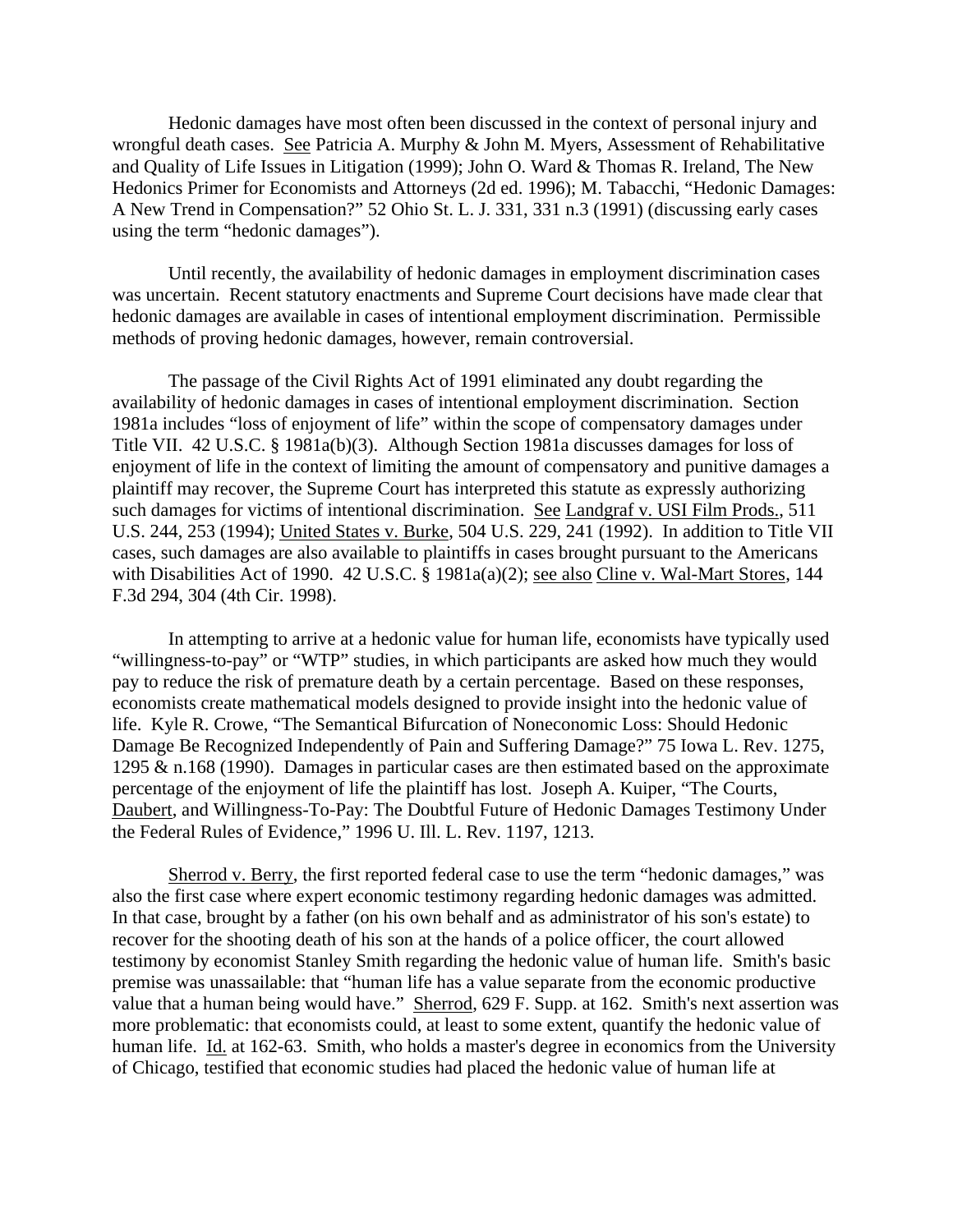Hedonic damages have most often been discussed in the context of personal injury and wrongful death cases. See Patricia A. Murphy & John M. Myers, Assessment of Rehabilitative and Quality of Life Issues in Litigation (1999); John O. Ward & Thomas R. Ireland, The New Hedonics Primer for Economists and Attorneys (2d ed. 1996); M. Tabacchi, "Hedonic Damages: A New Trend in Compensation?" 52 Ohio St. L. J. 331, 331 n.3 (1991) (discussing early cases using the term "hedonic damages").

Until recently, the availability of hedonic damages in employment discrimination cases was uncertain. Recent statutory enactments and Supreme Court decisions have made clear that hedonic damages are available in cases of intentional employment discrimination. Permissible methods of proving hedonic damages, however, remain controversial.

The passage of the Civil Rights Act of 1991 eliminated any doubt regarding the availability of hedonic damages in cases of intentional employment discrimination. Section 1981a includes "loss of enjoyment of life" within the scope of compensatory damages under Title VII. 42 U.S.C. § 1981a(b)(3). Although Section 1981a discusses damages for loss of enjoyment of life in the context of limiting the amount of compensatory and punitive damages a plaintiff may recover, the Supreme Court has interpreted this statute as expressly authorizing such damages for victims of intentional discrimination. See Landgraf v. USI Film Prods., 511 U.S. 244, 253 (1994); United States v. Burke, 504 U.S. 229, 241 (1992). In addition to Title VII cases, such damages are also available to plaintiffs in cases brought pursuant to the Americans with Disabilities Act of 1990. 42 U.S.C. § 1981a(a)(2); see also Cline v. Wal-Mart Stores, 144 F.3d 294, 304 (4th Cir. 1998).

In attempting to arrive at a hedonic value for human life, economists have typically used "willingness-to-pay" or "WTP" studies, in which participants are asked how much they would pay to reduce the risk of premature death by a certain percentage. Based on these responses, economists create mathematical models designed to provide insight into the hedonic value of life. Kyle R. Crowe, "The Semantical Bifurcation of Noneconomic Loss: Should Hedonic Damage Be Recognized Independently of Pain and Suffering Damage?" 75 Iowa L. Rev. 1275, 1295 & n.168 (1990). Damages in particular cases are then estimated based on the approximate percentage of the enjoyment of life the plaintiff has lost. Joseph A. Kuiper, "The Courts, Daubert, and Willingness-To-Pay: The Doubtful Future of Hedonic Damages Testimony Under the Federal Rules of Evidence," 1996 U. Ill. L. Rev. 1197, 1213.

Sherrod v. Berry, the first reported federal case to use the term "hedonic damages," was also the first case where expert economic testimony regarding hedonic damages was admitted. In that case, brought by a father (on his own behalf and as administrator of his son's estate) to recover for the shooting death of his son at the hands of a police officer, the court allowed testimony by economist Stanley Smith regarding the hedonic value of human life. Smith's basic premise was unassailable: that "human life has a value separate from the economic productive value that a human being would have." Sherrod, 629 F. Supp. at 162. Smith's next assertion was more problematic: that economists could, at least to some extent, quantify the hedonic value of human life. Id. at 162-63. Smith, who holds a master's degree in economics from the University of Chicago, testified that economic studies had placed the hedonic value of human life at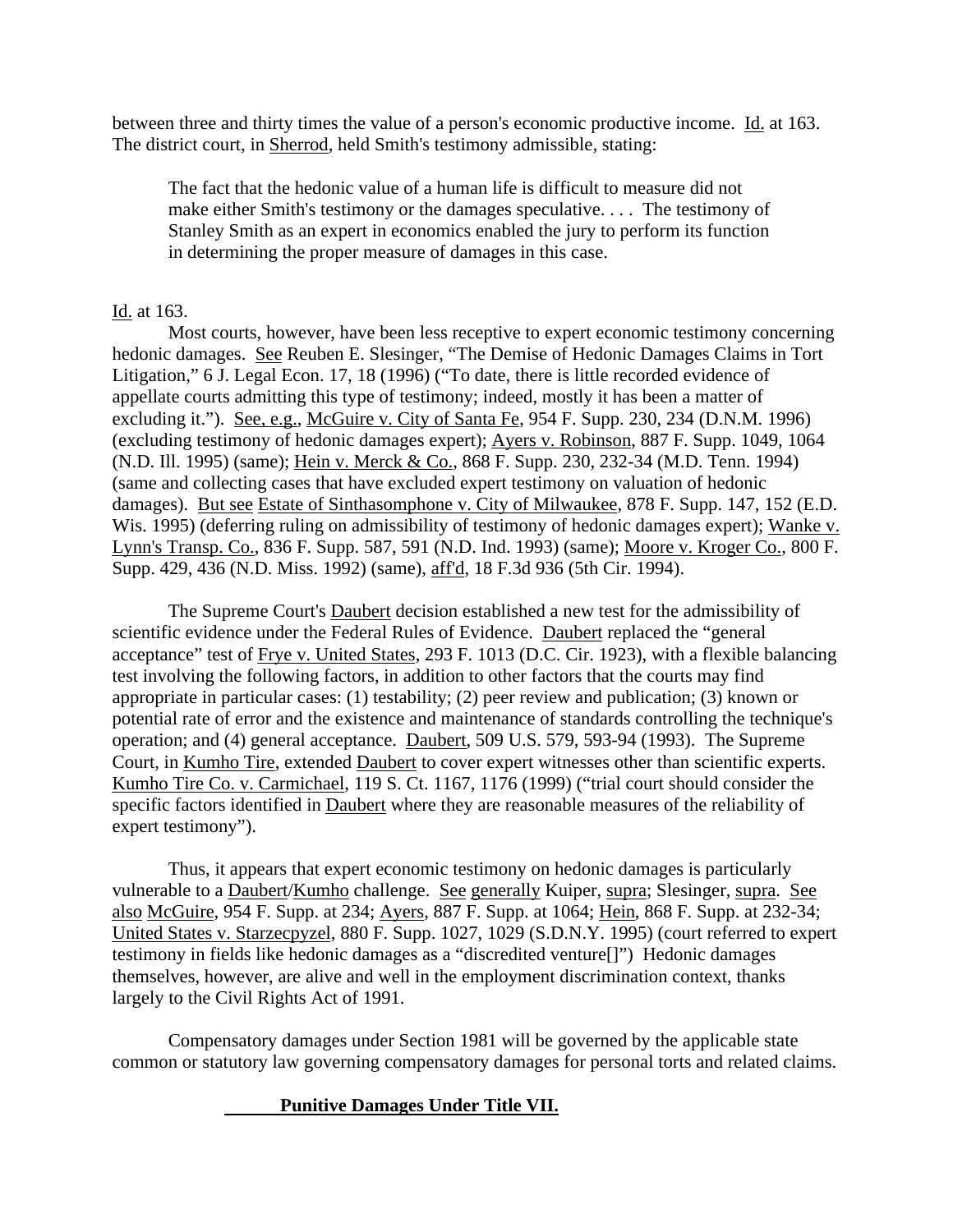between three and thirty times the value of a person's economic productive income. Id. at 163. The district court, in Sherrod, held Smith's testimony admissible, stating:

> The fact that the hedonic value of a human life is difficult to measure did not make either Smith's testimony or the damages speculative. . . . The testimony of Stanley Smith as an expert in economics enabled the jury to perform its function in determining the proper measure of damages in this case.

Id. at 163.

Most courts, however, have been less receptive to expert economic testimony concerning hedonic damages. See Reuben E. Slesinger, "The Demise of Hedonic Damages Claims in Tort Litigation," 6 J. Legal Econ. 17, 18 (1996) ("To date, there is little recorded evidence of appellate courts admitting this type of testimony; indeed, mostly it has been a matter of excluding it."). See, e.g., McGuire v. City of Santa Fe, 954 F. Supp. 230, 234 (D.N.M. 1996) (excluding testimony of hedonic damages expert); Ayers v. Robinson, 887 F. Supp. 1049, 1064 (N.D. Ill. 1995) (same); Hein v. Merck & Co., 868 F. Supp. 230, 232-34 (M.D. Tenn. 1994) (same and collecting cases that have excluded expert testimony on valuation of hedonic damages). But see Estate of Sinthasomphone v. City of Milwaukee, 878 F. Supp. 147, 152 (E.D. Wis. 1995) (deferring ruling on admissibility of testimony of hedonic damages expert); Wanke v. Lynn's Transp. Co., 836 F. Supp. 587, 591 (N.D. Ind. 1993) (same); Moore v. Kroger Co., 800 F. Supp. 429, 436 (N.D. Miss. 1992) (same), aff'd, 18 F.3d 936 (5th Cir. 1994).

The Supreme Court's Daubert decision established a new test for the admissibility of scientific evidence under the Federal Rules of Evidence. Daubert replaced the "general acceptance" test of Frye v. United States, 293 F. 1013 (D.C. Cir. 1923), with a flexible balancing test involving the following factors, in addition to other factors that the courts may find appropriate in particular cases: (1) testability; (2) peer review and publication; (3) known or potential rate of error and the existence and maintenance of standards controlling the technique's operation; and (4) general acceptance. Daubert, 509 U.S. 579, 593-94 (1993). The Supreme Court, in Kumho Tire, extended Daubert to cover expert witnesses other than scientific experts. Kumho Tire Co. v. Carmichael, 119 S. Ct. 1167, 1176 (1999) ("trial court should consider the specific factors identified in Daubert where they are reasonable measures of the reliability of expert testimony").

Thus, it appears that expert economic testimony on hedonic damages is particularly vulnerable to a Daubert/Kumho challenge. See generally Kuiper, supra; Slesinger, supra. See also McGuire, 954 F. Supp. at 234; Ayers, 887 F. Supp. at 1064; Hein, 868 F. Supp. at 232-34; United States v. Starzecpyzel, 880 F. Supp. 1027, 1029 (S.D.N.Y. 1995) (court referred to expert testimony in fields like hedonic damages as a "discredited venture[]") Hedonic damages themselves, however, are alive and well in the employment discrimination context, thanks largely to the Civil Rights Act of 1991.

Compensatory damages under Section 1981 will be governed by the applicable state common or statutory law governing compensatory damages for personal torts and related claims.

**Punitive Damages Under Title VII.**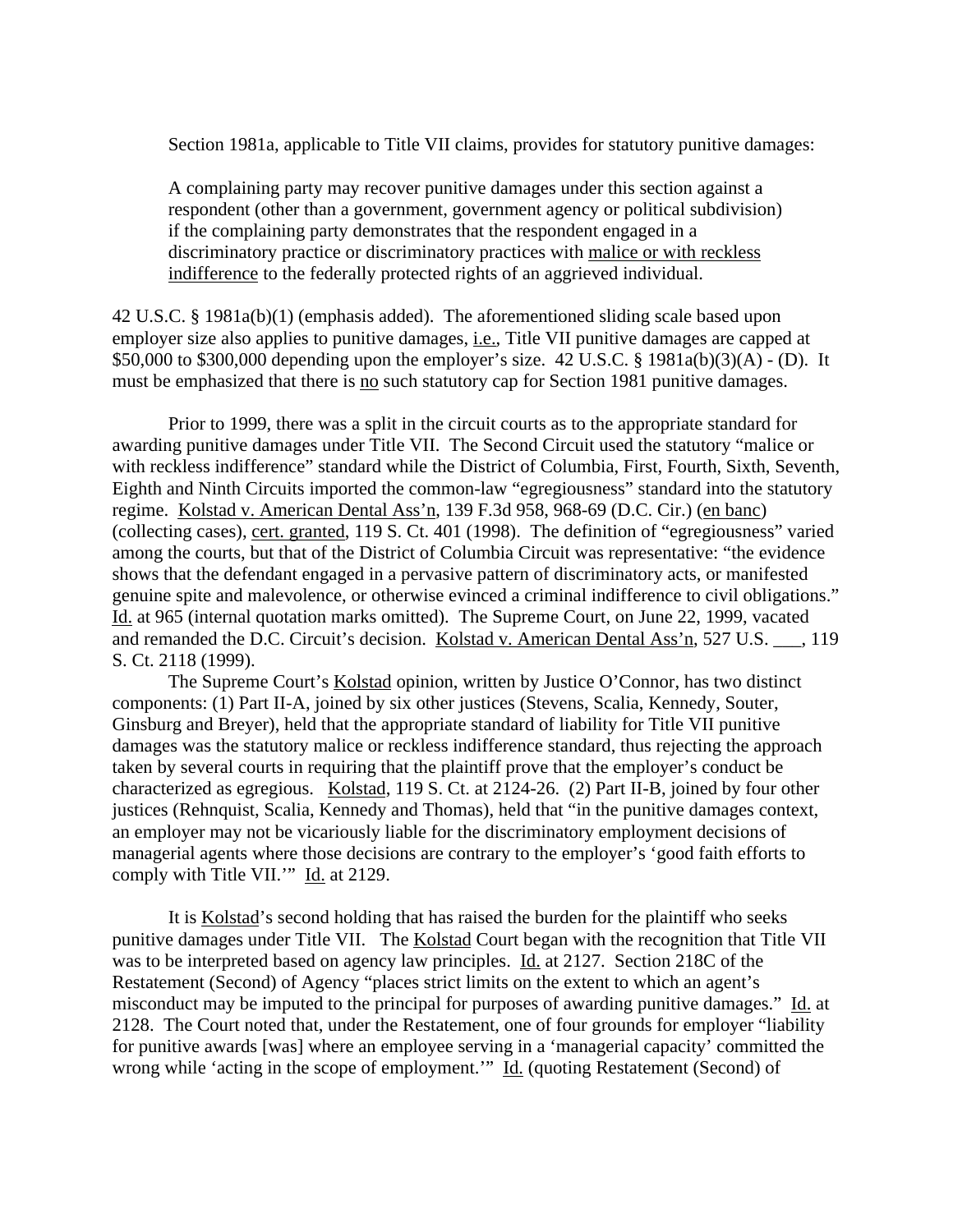Section 1981a, applicable to Title VII claims, provides for statutory punitive damages:

> A complaining party may recover punitive damages under this section against a respondent (other than a government, government agency or political subdivision) if the complaining party demonstrates that the respondent engaged in a discriminatory practice or discriminatory practices with <u>malice or with reckless indifference</u> to the federally protected rights of an aggrieved individual.

42 U.S.C. § 1981a(b)(1) (emphasis added). The aforementioned sliding scale based upon employer size also applies to punitive damages, <u>i.e.</u>, Title VII punitive damages are capped at \$50,000 to \$300,000 depending upon the employer's size. 42 U.S.C. § 1981a(b)(3)(A) - (D). It must be emphasized that there is <u>no</u> such statutory cap for Section 1981 punitive damages.

Prior to 1999, there was a split in the circuit courts as to the appropriate standard for awarding punitive damages under Title VII. The Second Circuit used the statutory "malice or with reckless indifference" standard while the District of Columbia, First, Fourth, Sixth, Seventh, Eighth and Ninth Circuits imported the common-law "egregiousness" standard into the statutory regime. <u>Kolstad v. American Dental Ass'n</u>, 139 F.3d 958, 968-69 (D.C. Cir.) (<u>en banc</u>) (collecting cases), <u>cert. granted</u>, 119 S. Ct. 401 (1998). The definition of "egregiousness" varied among the courts, but that of the District of Columbia Circuit was representative: "the evidence shows that the defendant engaged in a pervasive pattern of discriminatory acts, or manifested genuine spite and malevolence, or otherwise evinced a criminal indifference to civil obligations." <u>Id.</u> at 965 (internal quotation marks omitted). The Supreme Court, on June 22, 1999, vacated and remanded the D.C. Circuit's decision. <u>Kolstad v. American Dental Ass'n</u>, 527 U.S. ___, 119 S. Ct. 2118 (1999).

The Supreme Court's <u>Kolstad</u> opinion, written by Justice O'Connor, has two distinct components: (1) Part II-A, joined by six other justices (Stevens, Scalia, Kennedy, Souter, Ginsburg and Breyer), held that the appropriate standard of liability for Title VII punitive damages was the statutory malice or reckless indifference standard, thus rejecting the approach taken by several courts in requiring that the plaintiff prove that the employer's conduct be characterized as egregious. <u>Kolstad</u>, 119 S. Ct. at 2124-26. (2) Part II-B, joined by four other justices (Rehnquist, Scalia, Kennedy and Thomas), held that "in the punitive damages context, an employer may not be vicariously liable for the discriminatory employment decisions of managerial agents where those decisions are contrary to the employer's 'good faith efforts to comply with Title VII.'" <u>Id.</u> at 2129.

It is <u>Kolstad</u>'s second holding that has raised the burden for the plaintiff who seeks punitive damages under Title VII. The <u>Kolstad</u> Court began with the recognition that Title VII was to be interpreted based on agency law principles. <u>Id.</u> at 2127. Section 218C of the Restatement (Second) of Agency "places strict limits on the extent to which an agent's misconduct may be imputed to the principal for purposes of awarding punitive damages." <u>Id.</u> at 2128. The Court noted that, under the Restatement, one of four grounds for employer "liability for punitive awards [was] where an employee serving in a 'managerial capacity' committed the wrong while 'acting in the scope of employment.'" <u>Id.</u> (quoting Restatement (Second) of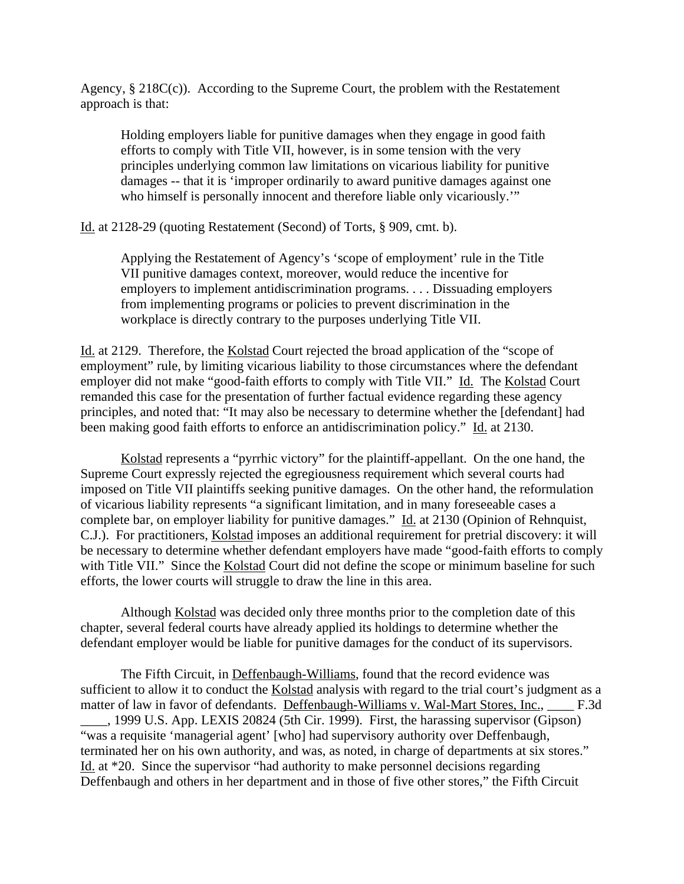Agency, § 218C(c)). According to the Supreme Court, the problem with the Restatement approach is that:

> Holding employers liable for punitive damages when they engage in good faith efforts to comply with Title VII, however, is in some tension with the very principles underlying common law limitations on vicarious liability for punitive damages -- that it is 'improper ordinarily to award punitive damages against one who himself is personally innocent and therefore liable only vicariously.'"

Id. at 2128-29 (quoting Restatement (Second) of Torts, § 909, cmt. b).

> Applying the Restatement of Agency's 'scope of employment' rule in the Title VII punitive damages context, moreover, would reduce the incentive for employers to implement antidiscrimination programs. . . . Dissuading employers from implementing programs or policies to prevent discrimination in the workplace is directly contrary to the purposes underlying Title VII.

Id. at 2129. Therefore, the Kolstad Court rejected the broad application of the "scope of employment" rule, by limiting vicarious liability to those circumstances where the defendant employer did not make "good-faith efforts to comply with Title VII." Id. The Kolstad Court remanded this case for the presentation of further factual evidence regarding these agency principles, and noted that: "It may also be necessary to determine whether the [defendant] had been making good faith efforts to enforce an antidiscrimination policy." Id. at 2130.

Kolstad represents a "pyrrhic victory" for the plaintiff-appellant. On the one hand, the Supreme Court expressly rejected the egregiousness requirement which several courts had imposed on Title VII plaintiffs seeking punitive damages. On the other hand, the reformulation of vicarious liability represents "a significant limitation, and in many foreseeable cases a complete bar, on employer liability for punitive damages." Id. at 2130 (Opinion of Rehnquist, C.J.). For practitioners, Kolstad imposes an additional requirement for pretrial discovery: it will be necessary to determine whether defendant employers have made "good-faith efforts to comply with Title VII." Since the Kolstad Court did not define the scope or minimum baseline for such efforts, the lower courts will struggle to draw the line in this area.

Although Kolstad was decided only three months prior to the completion date of this chapter, several federal courts have already applied its holdings to determine whether the defendant employer would be liable for punitive damages for the conduct of its supervisors.

The Fifth Circuit, in Deffenbaugh-Williams, found that the record evidence was sufficient to allow it to conduct the Kolstad analysis with regard to the trial court's judgment as a matter of law in favor of defendants. Deffenbaugh-Williams v. Wal-Mart Stores, Inc., ____ F.3d ____, 1999 U.S. App. LEXIS 20824 (5th Cir. 1999). First, the harassing supervisor (Gipson) "was a requisite 'managerial agent' [who] had supervisory authority over Deffenbaugh, terminated her on his own authority, and was, as noted, in charge of departments at six stores." Id. at *20. Since the supervisor "had authority to make personnel decisions regarding Deffenbaugh and others in her department and in those of five other stores," the Fifth Circuit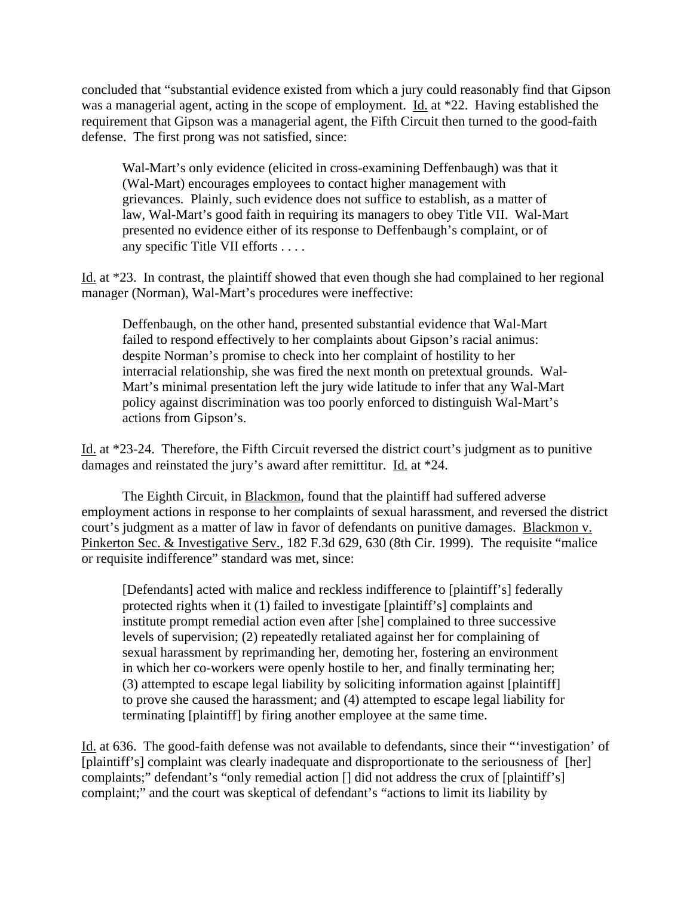concluded that "substantial evidence existed from which a jury could reasonably find that Gipson was a managerial agent, acting in the scope of employment. Id. at *22. Having established the requirement that Gipson was a managerial agent, the Fifth Circuit then turned to the good-faith defense. The first prong was not satisfied, since:

> Wal-Mart's only evidence (elicited in cross-examining Deffenbaugh) was that it (Wal-Mart) encourages employees to contact higher management with grievances. Plainly, such evidence does not suffice to establish, as a matter of law, Wal-Mart's good faith in requiring its managers to obey Title VII. Wal-Mart presented no evidence either of its response to Deffenbaugh's complaint, or of any specific Title VII efforts . . . .

Id. at *23. In contrast, the plaintiff showed that even though she had complained to her regional manager (Norman), Wal-Mart's procedures were ineffective:

> Deffenbaugh, on the other hand, presented substantial evidence that Wal-Mart failed to respond effectively to her complaints about Gipson's racial animus: despite Norman's promise to check into her complaint of hostility to her interracial relationship, she was fired the next month on pretextual grounds. Wal-Mart's minimal presentation left the jury wide latitude to infer that any Wal-Mart policy against discrimination was too poorly enforced to distinguish Wal-Mart's actions from Gipson's.

Id. at *23-24. Therefore, the Fifth Circuit reversed the district court's judgment as to punitive damages and reinstated the jury's award after remittitur. Id. at *24.

The Eighth Circuit, in Blackmon, found that the plaintiff had suffered adverse employment actions in response to her complaints of sexual harassment, and reversed the district court's judgment as a matter of law in favor of defendants on punitive damages. Blackmon v. Pinkerton Sec. & Investigative Serv., 182 F.3d 629, 630 (8th Cir. 1999). The requisite "malice or requisite indifference" standard was met, since:

> [Defendants] acted with malice and reckless indifference to [plaintiff's] federally protected rights when it (1) failed to investigate [plaintiff's] complaints and institute prompt remedial action even after [she] complained to three successive levels of supervision; (2) repeatedly retaliated against her for complaining of sexual harassment by reprimanding her, demoting her, fostering an environment in which her co-workers were openly hostile to her, and finally terminating her; (3) attempted to escape legal liability by soliciting information against [plaintiff] to prove she caused the harassment; and (4) attempted to escape legal liability for terminating [plaintiff] by firing another employee at the same time.

Id. at 636. The good-faith defense was not available to defendants, since their "'investigation' of [plaintiff's] complaint was clearly inadequate and disproportionate to the seriousness of [her] complaints;" defendant's "only remedial action [] did not address the crux of [plaintiff's] complaint;" and the court was skeptical of defendant's "actions to limit its liability by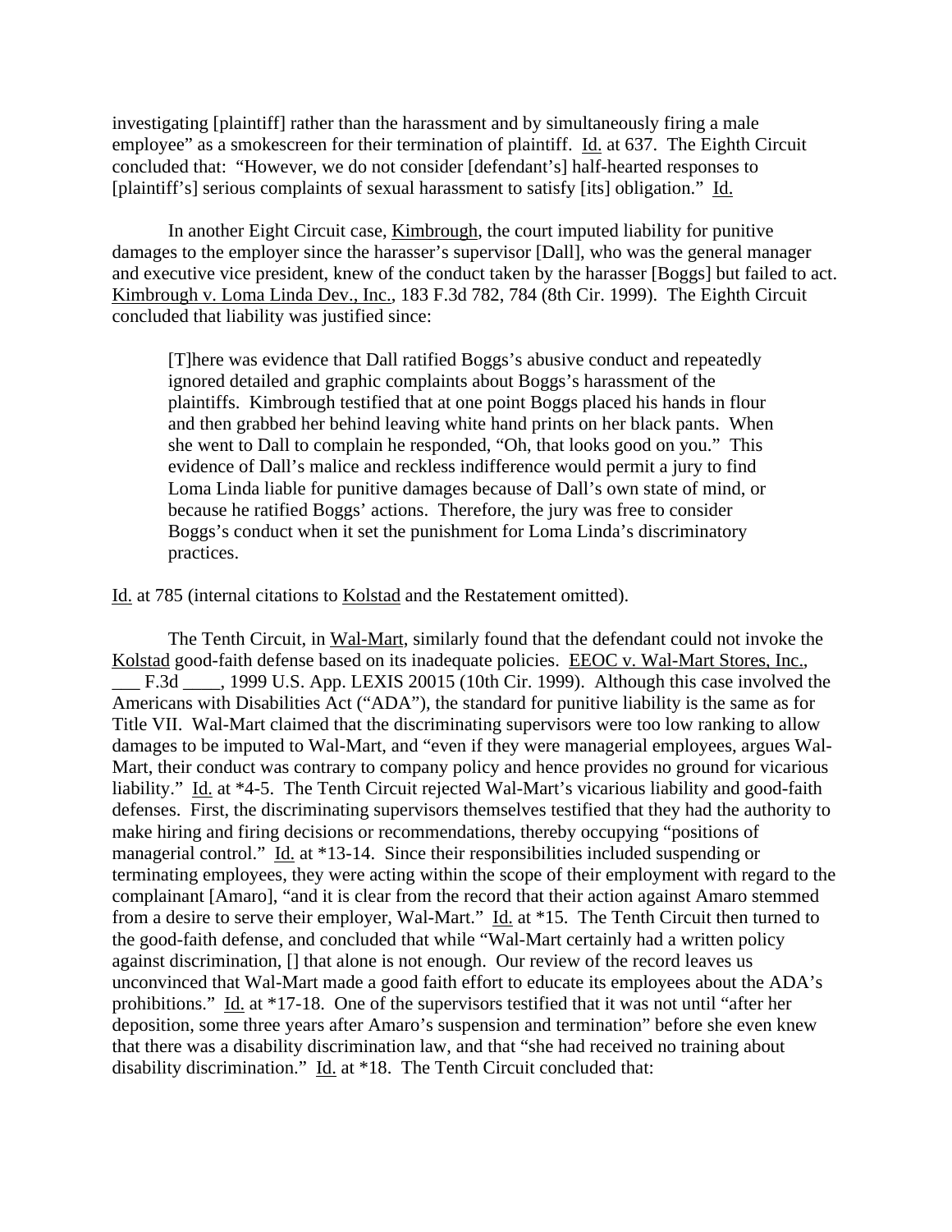investigating [plaintiff] rather than the harassment and by simultaneously firing a male employee" as a smokescreen for their termination of plaintiff. Id. at 637. The Eighth Circuit concluded that: "However, we do not consider [defendant's] half-hearted responses to [plaintiff's] serious complaints of sexual harassment to satisfy [its] obligation." Id.

In another Eight Circuit case, Kimbrough, the court imputed liability for punitive damages to the employer since the harasser's supervisor [Dall], who was the general manager and executive vice president, knew of the conduct taken by the harasser [Boggs] but failed to act. Kimbrough v. Loma Linda Dev., Inc., 183 F.3d 782, 784 (8th Cir. 1999). The Eighth Circuit concluded that liability was justified since:

> [T]here was evidence that Dall ratified Boggs's abusive conduct and repeatedly ignored detailed and graphic complaints about Boggs's harassment of the plaintiffs. Kimbrough testified that at one point Boggs placed his hands in flour and then grabbed her behind leaving white hand prints on her black pants. When she went to Dall to complain he responded, "Oh, that looks good on you." This evidence of Dall's malice and reckless indifference would permit a jury to find Loma Linda liable for punitive damages because of Dall's own state of mind, or because he ratified Boggs' actions. Therefore, the jury was free to consider Boggs's conduct when it set the punishment for Loma Linda's discriminatory practices.

Id. at 785 (internal citations to Kolstad and the Restatement omitted).

The Tenth Circuit, in Wal-Mart, similarly found that the defendant could not invoke the Kolstad good-faith defense based on its inadequate policies. EEOC v. Wal-Mart Stores, Inc., ___ F.3d ____, 1999 U.S. App. LEXIS 20015 (10th Cir. 1999). Although this case involved the Americans with Disabilities Act ("ADA"), the standard for punitive liability is the same as for Title VII. Wal-Mart claimed that the discriminating supervisors were too low ranking to allow damages to be imputed to Wal-Mart, and "even if they were managerial employees, argues Wal-Mart, their conduct was contrary to company policy and hence provides no ground for vicarious liability." Id. at *4-5. The Tenth Circuit rejected Wal-Mart's vicarious liability and good-faith defenses. First, the discriminating supervisors themselves testified that they had the authority to make hiring and firing decisions or recommendations, thereby occupying "positions of managerial control." Id. at *13-14. Since their responsibilities included suspending or terminating employees, they were acting within the scope of their employment with regard to the complainant [Amaro], "and it is clear from the record that their action against Amaro stemmed from a desire to serve their employer, Wal-Mart." Id. at *15. The Tenth Circuit then turned to the good-faith defense, and concluded that while "Wal-Mart certainly had a written policy against discrimination, [] that alone is not enough. Our review of the record leaves us unconvinced that Wal-Mart made a good faith effort to educate its employees about the ADA's prohibitions." Id. at *17-18. One of the supervisors testified that it was not until "after her deposition, some three years after Amaro's suspension and termination" before she even knew that there was a disability discrimination law, and that "she had received no training about disability discrimination." Id. at *18. The Tenth Circuit concluded that: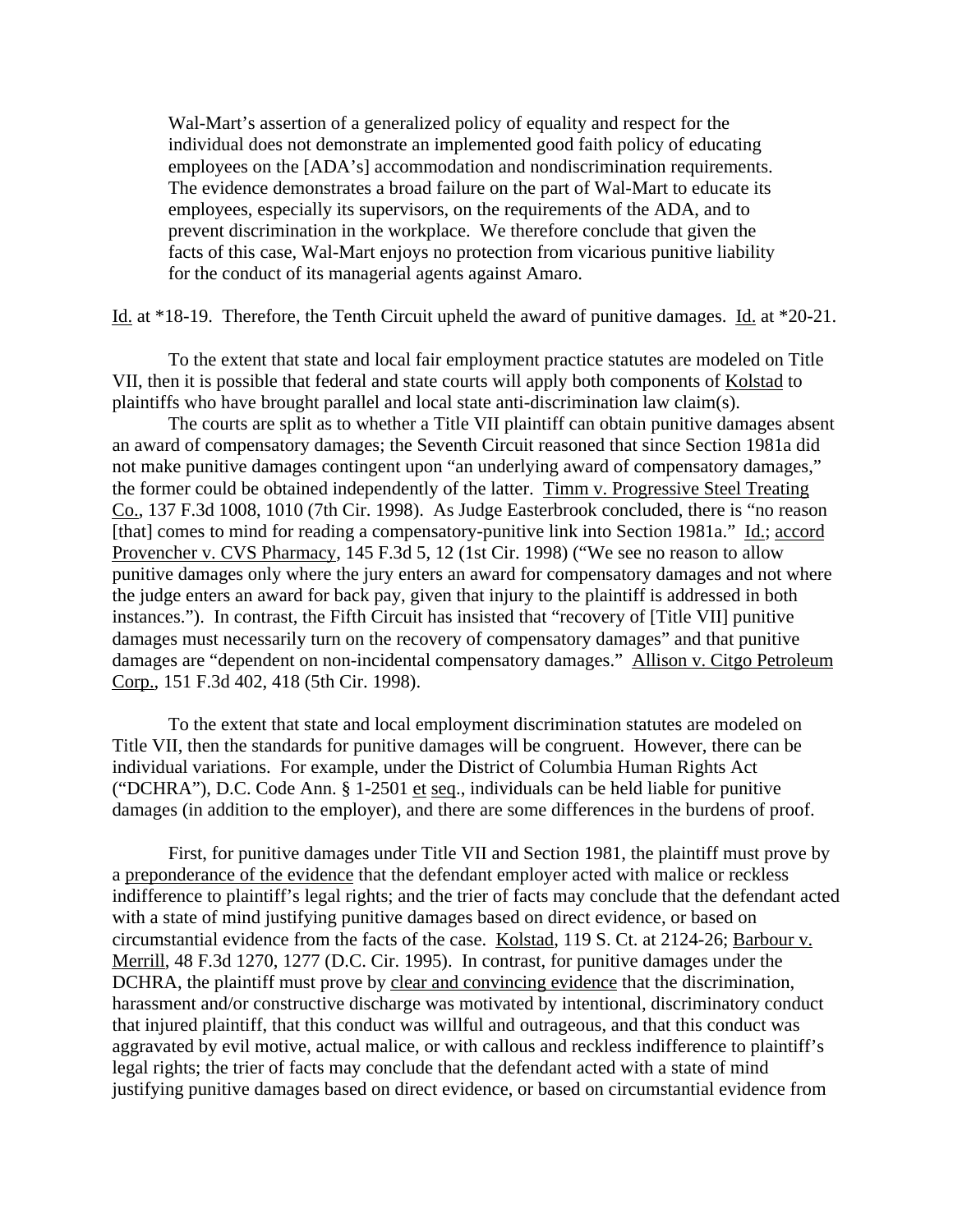> Wal-Mart's assertion of a generalized policy of equality and respect for the individual does not demonstrate an implemented good faith policy of educating employees on the [ADA's] accommodation and nondiscrimination requirements. The evidence demonstrates a broad failure on the part of Wal-Mart to educate its employees, especially its supervisors, on the requirements of the ADA, and to prevent discrimination in the workplace. We therefore conclude that given the facts of this case, Wal-Mart enjoys no protection from vicarious punitive liability for the conduct of its managerial agents against Amaro.

Id. at *18-19. Therefore, the Tenth Circuit upheld the award of punitive damages. Id. at *20-21.

To the extent that state and local fair employment practice statutes are modeled on Title VII, then it is possible that federal and state courts will apply both components of Kolstad to plaintiffs who have brought parallel and local state anti-discrimination law claim(s).

The courts are split as to whether a Title VII plaintiff can obtain punitive damages absent an award of compensatory damages; the Seventh Circuit reasoned that since Section 1981a did not make punitive damages contingent upon "an underlying award of compensatory damages," the former could be obtained independently of the latter. Timm v. Progressive Steel Treating Co., 137 F.3d 1008, 1010 (7th Cir. 1998). As Judge Easterbrook concluded, there is "no reason [that] comes to mind for reading a compensatory-punitive link into Section 1981a." Id.; accord Provencher v. CVS Pharmacy, 145 F.3d 5, 12 (1st Cir. 1998) ("We see no reason to allow punitive damages only where the jury enters an award for compensatory damages and not where the judge enters an award for back pay, given that injury to the plaintiff is addressed in both instances."). In contrast, the Fifth Circuit has insisted that "recovery of [Title VII] punitive damages must necessarily turn on the recovery of compensatory damages" and that punitive damages are "dependent on non-incidental compensatory damages." Allison v. Citgo Petroleum Corp., 151 F.3d 402, 418 (5th Cir. 1998).

To the extent that state and local employment discrimination statutes are modeled on Title VII, then the standards for punitive damages will be congruent. However, there can be individual variations. For example, under the District of Columbia Human Rights Act ("DCHRA"), D.C. Code Ann. § 1-2501 et seq., individuals can be held liable for punitive damages (in addition to the employer), and there are some differences in the burdens of proof.

First, for punitive damages under Title VII and Section 1981, the plaintiff must prove by a preponderance of the evidence that the defendant employer acted with malice or reckless indifference to plaintiff's legal rights; and the trier of facts may conclude that the defendant acted with a state of mind justifying punitive damages based on direct evidence, or based on circumstantial evidence from the facts of the case. Kolstad, 119 S. Ct. at 2124-26; Barbour v. Merrill, 48 F.3d 1270, 1277 (D.C. Cir. 1995). In contrast, for punitive damages under the DCHRA, the plaintiff must prove by clear and convincing evidence that the discrimination, harassment and/or constructive discharge was motivated by intentional, discriminatory conduct that injured plaintiff, that this conduct was willful and outrageous, and that this conduct was aggravated by evil motive, actual malice, or with callous and reckless indifference to plaintiff's legal rights; the trier of facts may conclude that the defendant acted with a state of mind justifying punitive damages based on direct evidence, or based on circumstantial evidence from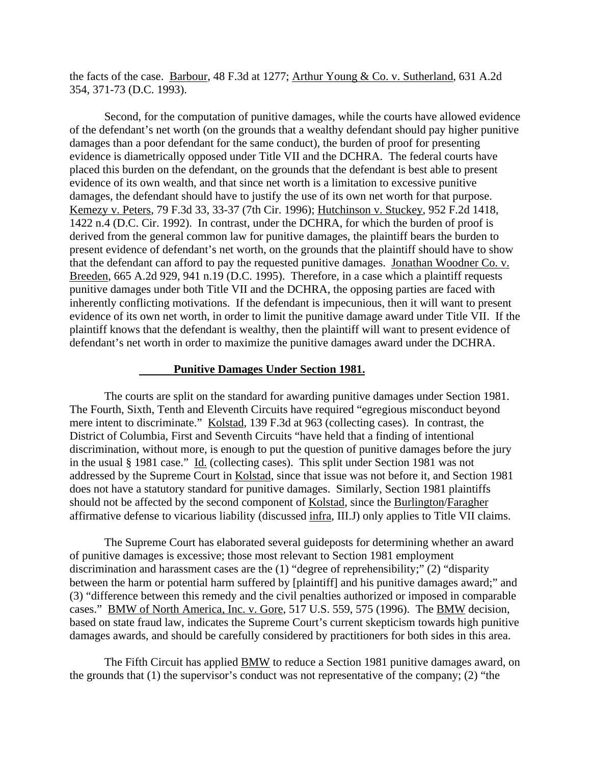the facts of the case. Barbour, 48 F.3d at 1277; Arthur Young & Co. v. Sutherland, 631 A.2d 354, 371-73 (D.C. 1993).

Second, for the computation of punitive damages, while the courts have allowed evidence of the defendant's net worth (on the grounds that a wealthy defendant should pay higher punitive damages than a poor defendant for the same conduct), the burden of proof for presenting evidence is diametrically opposed under Title VII and the DCHRA. The federal courts have placed this burden on the defendant, on the grounds that the defendant is best able to present evidence of its own wealth, and that since net worth is a limitation to excessive punitive damages, the defendant should have to justify the use of its own net worth for that purpose. Kemezy v. Peters, 79 F.3d 33, 33-37 (7th Cir. 1996); Hutchinson v. Stuckey, 952 F.2d 1418, 1422 n.4 (D.C. Cir. 1992). In contrast, under the DCHRA, for which the burden of proof is derived from the general common law for punitive damages, the plaintiff bears the burden to present evidence of defendant's net worth, on the grounds that the plaintiff should have to show that the defendant can afford to pay the requested punitive damages. Jonathan Woodner Co. v. Breeden, 665 A.2d 929, 941 n.19 (D.C. 1995). Therefore, in a case which a plaintiff requests punitive damages under both Title VII and the DCHRA, the opposing parties are faced with inherently conflicting motivations. If the defendant is impecunious, then it will want to present evidence of its own net worth, in order to limit the punitive damage award under Title VII. If the plaintiff knows that the defendant is wealthy, then the plaintiff will want to present evidence of defendant's net worth in order to maximize the punitive damages award under the DCHRA.

**Punitive Damages Under Section 1981.**

The courts are split on the standard for awarding punitive damages under Section 1981. The Fourth, Sixth, Tenth and Eleventh Circuits have required "egregious misconduct beyond mere intent to discriminate." Kolstad, 139 F.3d at 963 (collecting cases). In contrast, the District of Columbia, First and Seventh Circuits "have held that a finding of intentional discrimination, without more, is enough to put the question of punitive damages before the jury in the usual § 1981 case." Id. (collecting cases). This split under Section 1981 was not addressed by the Supreme Court in Kolstad, since that issue was not before it, and Section 1981 does not have a statutory standard for punitive damages. Similarly, Section 1981 plaintiffs should not be affected by the second component of Kolstad, since the Burlington/Faragher affirmative defense to vicarious liability (discussed infra, III.J) only applies to Title VII claims.

The Supreme Court has elaborated several guideposts for determining whether an award of punitive damages is excessive; those most relevant to Section 1981 employment discrimination and harassment cases are the (1) "degree of reprehensibility;" (2) "disparity between the harm or potential harm suffered by [plaintiff] and his punitive damages award;" and (3) "difference between this remedy and the civil penalties authorized or imposed in comparable cases." BMW of North America, Inc. v. Gore, 517 U.S. 559, 575 (1996). The BMW decision, based on state fraud law, indicates the Supreme Court's current skepticism towards high punitive damages awards, and should be carefully considered by practitioners for both sides in this area.

The Fifth Circuit has applied BMW to reduce a Section 1981 punitive damages award, on the grounds that (1) the supervisor's conduct was not representative of the company; (2) "the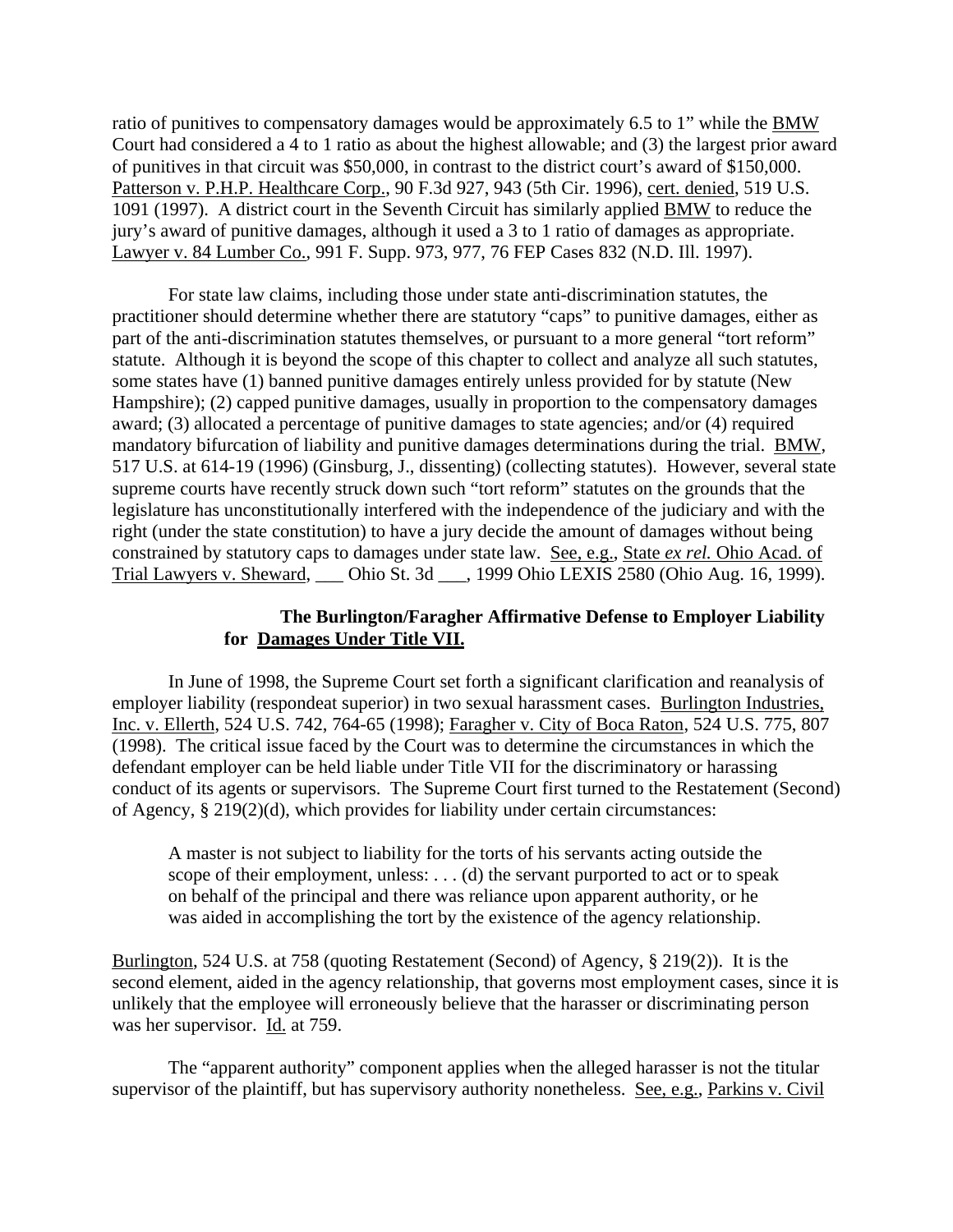ratio of punitives to compensatory damages would be approximately 6.5 to 1" while the BMW Court had considered a 4 to 1 ratio as about the highest allowable; and (3) the largest prior award of punitives in that circuit was $50,000, in contrast to the district court's award of $150,000. Patterson v. P.H.P. Healthcare Corp., 90 F.3d 927, 943 (5th Cir. 1996), cert. denied, 519 U.S. 1091 (1997). A district court in the Seventh Circuit has similarly applied BMW to reduce the jury's award of punitive damages, although it used a 3 to 1 ratio of damages as appropriate. Lawyer v. 84 Lumber Co., 991 F. Supp. 973, 977, 76 FEP Cases 832 (N.D. Ill. 1997).

For state law claims, including those under state anti-discrimination statutes, the practitioner should determine whether there are statutory "caps" to punitive damages, either as part of the anti-discrimination statutes themselves, or pursuant to a more general "tort reform" statute. Although it is beyond the scope of this chapter to collect and analyze all such statutes, some states have (1) banned punitive damages entirely unless provided for by statute (New Hampshire); (2) capped punitive damages, usually in proportion to the compensatory damages award; (3) allocated a percentage of punitive damages to state agencies; and/or (4) required mandatory bifurcation of liability and punitive damages determinations during the trial. BMW, 517 U.S. at 614-19 (1996) (Ginsburg, J., dissenting) (collecting statutes). However, several state supreme courts have recently struck down such "tort reform" statutes on the grounds that the legislature has unconstitutionally interfered with the independence of the judiciary and with the right (under the state constitution) to have a jury decide the amount of damages without being constrained by statutory caps to damages under state law. See, e.g., State *ex rel.* Ohio Acad. of Trial Lawyers v. Sheward, ___ Ohio St. 3d ___, 1999 Ohio LEXIS 2580 (Ohio Aug. 16, 1999).

**The Burlington/Faragher Affirmative Defense to Employer Liability for Damages Under Title VII.**

In June of 1998, the Supreme Court set forth a significant clarification and reanalysis of employer liability (respondeat superior) in two sexual harassment cases. Burlington Industries, Inc. v. Ellerth, 524 U.S. 742, 764-65 (1998); Faragher v. City of Boca Raton, 524 U.S. 775, 807 (1998). The critical issue faced by the Court was to determine the circumstances in which the defendant employer can be held liable under Title VII for the discriminatory or harassing conduct of its agents or supervisors. The Supreme Court first turned to the Restatement (Second) of Agency, § 219(2)(d), which provides for liability under certain circumstances:

> A master is not subject to liability for the torts of his servants acting outside the scope of their employment, unless: . . . (d) the servant purported to act or to speak on behalf of the principal and there was reliance upon apparent authority, or he was aided in accomplishing the tort by the existence of the agency relationship.

Burlington, 524 U.S. at 758 (quoting Restatement (Second) of Agency, § 219(2)). It is the second element, aided in the agency relationship, that governs most employment cases, since it is unlikely that the employee will erroneously believe that the harasser or discriminating person was her supervisor. Id. at 759.

The "apparent authority" component applies when the alleged harasser is not the titular supervisor of the plaintiff, but has supervisory authority nonetheless. See, e.g., Parkins v. Civil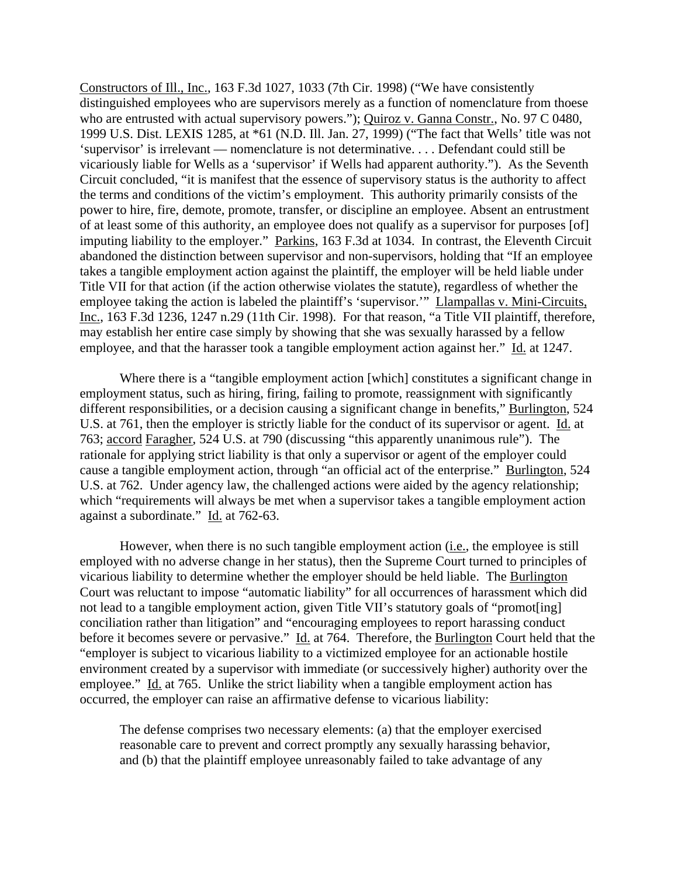Constructors of Ill., Inc., 163 F.3d 1027, 1033 (7th Cir. 1998) ("We have consistently distinguished employees who are supervisors merely as a function of nomenclature from thoese who are entrusted with actual supervisory powers."); Quiroz v. Ganna Constr., No. 97 C 0480, 1999 U.S. Dist. LEXIS 1285, at *61 (N.D. Ill. Jan. 27, 1999) ("The fact that Wells' title was not 'supervisor' is irrelevant — nomenclature is not determinative. . . . Defendant could still be vicariously liable for Wells as a 'supervisor' if Wells had apparent authority."). As the Seventh Circuit concluded, "it is manifest that the essence of supervisory status is the authority to affect the terms and conditions of the victim's employment. This authority primarily consists of the power to hire, fire, demote, promote, transfer, or discipline an employee. Absent an entrustment of at least some of this authority, an employee does not qualify as a supervisor for purposes [of] imputing liability to the employer." Parkins, 163 F.3d at 1034. In contrast, the Eleventh Circuit abandoned the distinction between supervisor and non-supervisors, holding that "If an employee takes a tangible employment action against the plaintiff, the employer will be held liable under Title VII for that action (if the action otherwise violates the statute), regardless of whether the employee taking the action is labeled the plaintiff's 'supervisor.'" Llampallas v. Mini-Circuits, Inc., 163 F.3d 1236, 1247 n.29 (11th Cir. 1998). For that reason, "a Title VII plaintiff, therefore, may establish her entire case simply by showing that she was sexually harassed by a fellow employee, and that the harasser took a tangible employment action against her." Id. at 1247.

Where there is a "tangible employment action [which] constitutes a significant change in employment status, such as hiring, firing, failing to promote, reassignment with significantly different responsibilities, or a decision causing a significant change in benefits," Burlington, 524 U.S. at 761, then the employer is strictly liable for the conduct of its supervisor or agent. Id. at 763; accord Faragher, 524 U.S. at 790 (discussing "this apparently unanimous rule"). The rationale for applying strict liability is that only a supervisor or agent of the employer could cause a tangible employment action, through "an official act of the enterprise." Burlington, 524 U.S. at 762. Under agency law, the challenged actions were aided by the agency relationship; which "requirements will always be met when a supervisor takes a tangible employment action against a subordinate." Id. at 762-63.

However, when there is no such tangible employment action (i.e., the employee is still employed with no adverse change in her status), then the Supreme Court turned to principles of vicarious liability to determine whether the employer should be held liable. The Burlington Court was reluctant to impose "automatic liability" for all occurrences of harassment which did not lead to a tangible employment action, given Title VII's statutory goals of "promot[ing] conciliation rather than litigation" and "encouraging employees to report harassing conduct before it becomes severe or pervasive." Id. at 764. Therefore, the Burlington Court held that the "employer is subject to vicarious liability to a victimized employee for an actionable hostile environment created by a supervisor with immediate (or successively higher) authority over the employee." Id. at 765. Unlike the strict liability when a tangible employment action has occurred, the employer can raise an affirmative defense to vicarious liability:

> The defense comprises two necessary elements: (a) that the employer exercised reasonable care to prevent and correct promptly any sexually harassing behavior, and (b) that the plaintiff employee unreasonably failed to take advantage of any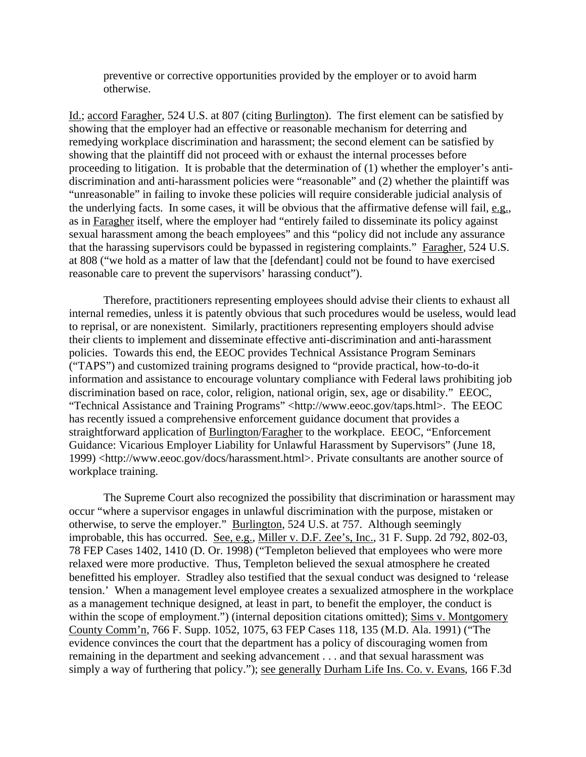> preventive or corrective opportunities provided by the employer or to avoid harm otherwise.

Id.; accord Faragher, 524 U.S. at 807 (citing Burlington). The first element can be satisfied by showing that the employer had an effective or reasonable mechanism for deterring and remedying workplace discrimination and harassment; the second element can be satisfied by showing that the plaintiff did not proceed with or exhaust the internal processes before proceeding to litigation. It is probable that the determination of (1) whether the employer's anti-discrimination and anti-harassment policies were "reasonable" and (2) whether the plaintiff was "unreasonable" in failing to invoke these policies will require considerable judicial analysis of the underlying facts. In some cases, it will be obvious that the affirmative defense will fail, e.g., as in Faragher itself, where the employer had "entirely failed to disseminate its policy against sexual harassment among the beach employees" and this "policy did not include any assurance that the harassing supervisors could be bypassed in registering complaints." Faragher, 524 U.S. at 808 ("we hold as a matter of law that the [defendant] could not be found to have exercised reasonable care to prevent the supervisors' harassing conduct").

Therefore, practitioners representing employees should advise their clients to exhaust all internal remedies, unless it is patently obvious that such procedures would be useless, would lead to reprisal, or are nonexistent. Similarly, practitioners representing employers should advise their clients to implement and disseminate effective anti-discrimination and anti-harassment policies. Towards this end, the EEOC provides Technical Assistance Program Seminars ("TAPS") and customized training programs designed to "provide practical, how-to-do-it information and assistance to encourage voluntary compliance with Federal laws prohibiting job discrimination based on race, color, religion, national origin, sex, age or disability." EEOC, "Technical Assistance and Training Programs" <http://www.eeoc.gov/taps.html>. The EEOC has recently issued a comprehensive enforcement guidance document that provides a straightforward application of Burlington/Faragher to the workplace. EEOC, "Enforcement Guidance: Vicarious Employer Liability for Unlawful Harassment by Supervisors" (June 18, 1999) <http://www.eeoc.gov/docs/harassment.html>. Private consultants are another source of workplace training.

The Supreme Court also recognized the possibility that discrimination or harassment may occur "where a supervisor engages in unlawful discrimination with the purpose, mistaken or otherwise, to serve the employer." Burlington, 524 U.S. at 757. Although seemingly improbable, this has occurred. See, e.g., Miller v. D.F. Zee's, Inc., 31 F. Supp. 2d 792, 802-03, 78 FEP Cases 1402, 1410 (D. Or. 1998) ("Templeton believed that employees who were more relaxed were more productive. Thus, Templeton believed the sexual atmosphere he created benefitted his employer. Stradley also testified that the sexual conduct was designed to 'release tension.' When a management level employee creates a sexualized atmosphere in the workplace as a management technique designed, at least in part, to benefit the employer, the conduct is within the scope of employment.") (internal deposition citations omitted); Sims v. Montgomery County Comm'n, 766 F. Supp. 1052, 1075, 63 FEP Cases 118, 135 (M.D. Ala. 1991) ("The evidence convinces the court that the department has a policy of discouraging women from remaining in the department and seeking advancement . . . and that sexual harassment was simply a way of furthering that policy."); see generally Durham Life Ins. Co. v. Evans, 166 F.3d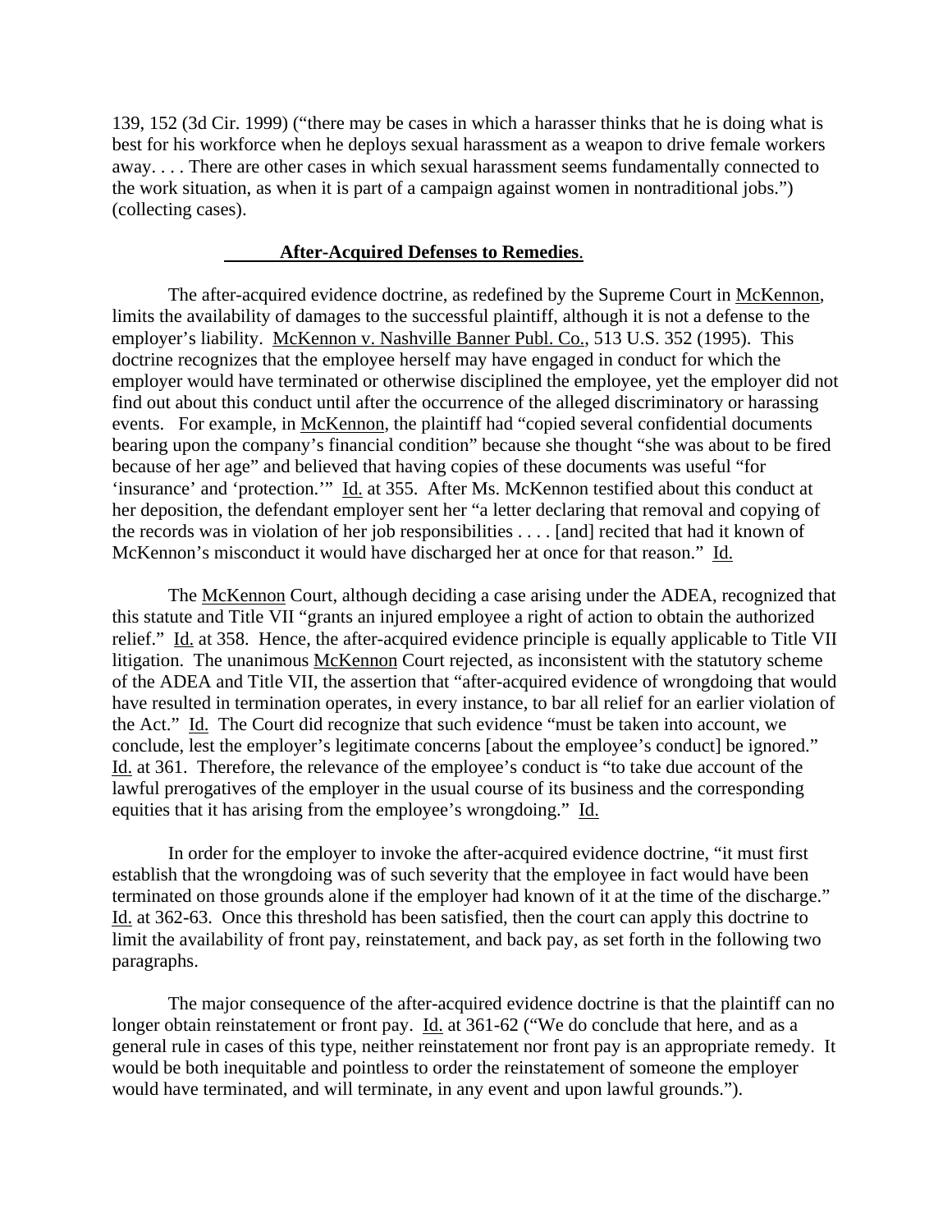139, 152 (3d Cir. 1999) ("there may be cases in which a harasser thinks that he is doing what is best for his workforce when he deploys sexual harassment as a weapon to drive female workers away. . . . There are other cases in which sexual harassment seems fundamentally connected to the work situation, as when it is part of a campaign against women in nontraditional jobs.") (collecting cases).

**After-Acquired Defenses to Remedies**.

The after-acquired evidence doctrine, as redefined by the Supreme Court in McKennon, limits the availability of damages to the successful plaintiff, although it is not a defense to the employer's liability. McKennon v. Nashville Banner Publ. Co., 513 U.S. 352 (1995). This doctrine recognizes that the employee herself may have engaged in conduct for which the employer would have terminated or otherwise disciplined the employee, yet the employer did not find out about this conduct until after the occurrence of the alleged discriminatory or harassing events. For example, in McKennon, the plaintiff had "copied several confidential documents bearing upon the company's financial condition" because she thought "she was about to be fired because of her age" and believed that having copies of these documents was useful "for 'insurance' and 'protection.'" Id. at 355. After Ms. McKennon testified about this conduct at her deposition, the defendant employer sent her "a letter declaring that removal and copying of the records was in violation of her job responsibilities . . . . [and] recited that had it known of McKennon's misconduct it would have discharged her at once for that reason." Id.

The McKennon Court, although deciding a case arising under the ADEA, recognized that this statute and Title VII "grants an injured employee a right of action to obtain the authorized relief." Id. at 358. Hence, the after-acquired evidence principle is equally applicable to Title VII litigation. The unanimous McKennon Court rejected, as inconsistent with the statutory scheme of the ADEA and Title VII, the assertion that "after-acquired evidence of wrongdoing that would have resulted in termination operates, in every instance, to bar all relief for an earlier violation of the Act." Id. The Court did recognize that such evidence "must be taken into account, we conclude, lest the employer's legitimate concerns [about the employee's conduct] be ignored." Id. at 361. Therefore, the relevance of the employee's conduct is "to take due account of the lawful prerogatives of the employer in the usual course of its business and the corresponding equities that it has arising from the employee's wrongdoing." Id.

In order for the employer to invoke the after-acquired evidence doctrine, "it must first establish that the wrongdoing was of such severity that the employee in fact would have been terminated on those grounds alone if the employer had known of it at the time of the discharge." Id. at 362-63. Once this threshold has been satisfied, then the court can apply this doctrine to limit the availability of front pay, reinstatement, and back pay, as set forth in the following two paragraphs.

The major consequence of the after-acquired evidence doctrine is that the plaintiff can no longer obtain reinstatement or front pay. Id. at 361-62 ("We do conclude that here, and as a general rule in cases of this type, neither reinstatement nor front pay is an appropriate remedy. It would be both inequitable and pointless to order the reinstatement of someone the employer would have terminated, and will terminate, in any event and upon lawful grounds.").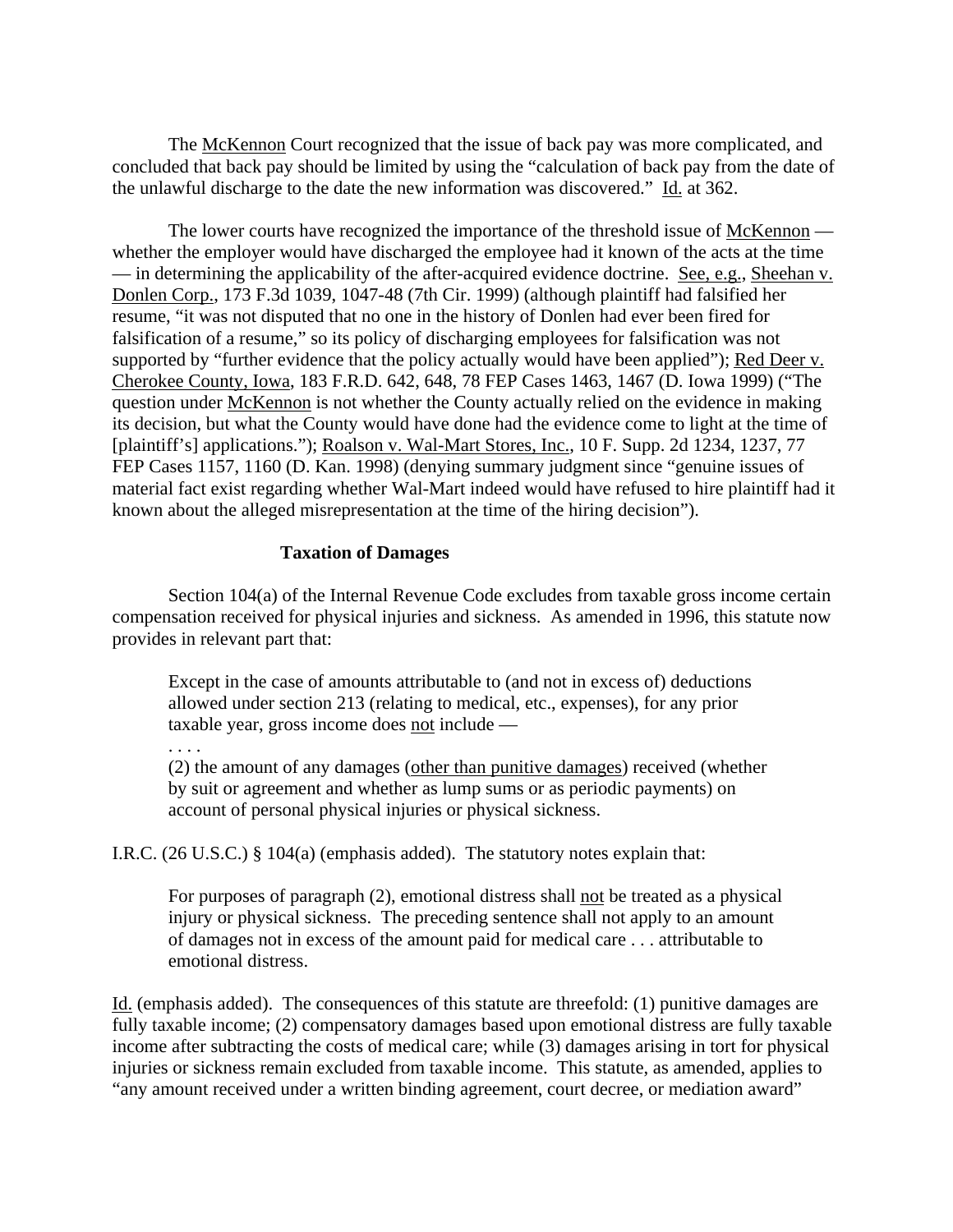The McKennon Court recognized that the issue of back pay was more complicated, and concluded that back pay should be limited by using the "calculation of back pay from the date of the unlawful discharge to the date the new information was discovered." Id. at 362.

The lower courts have recognized the importance of the threshold issue of McKennon — whether the employer would have discharged the employee had it known of the acts at the time — in determining the applicability of the after-acquired evidence doctrine. See, e.g., Sheehan v. Donlen Corp., 173 F.3d 1039, 1047-48 (7th Cir. 1999) (although plaintiff had falsified her resume, "it was not disputed that no one in the history of Donlen had ever been fired for falsification of a resume," so its policy of discharging employees for falsification was not supported by "further evidence that the policy actually would have been applied"); Red Deer v. Cherokee County, Iowa, 183 F.R.D. 642, 648, 78 FEP Cases 1463, 1467 (D. Iowa 1999) ("The question under McKennon is not whether the County actually relied on the evidence in making its decision, but what the County would have done had the evidence come to light at the time of [plaintiff's] applications."); Roalson v. Wal-Mart Stores, Inc., 10 F. Supp. 2d 1234, 1237, 77 FEP Cases 1157, 1160 (D. Kan. 1998) (denying summary judgment since "genuine issues of material fact exist regarding whether Wal-Mart indeed would have refused to hire plaintiff had it known about the alleged misrepresentation at the time of the hiring decision").

**Taxation of Damages**

Section 104(a) of the Internal Revenue Code excludes from taxable gross income certain compensation received for physical injuries and sickness. As amended in 1996, this statute now provides in relevant part that:

> Except in the case of amounts attributable to (and not in excess of) deductions allowed under section 213 (relating to medical, etc., expenses), for any prior taxable year, gross income does not include —
>
> . . . .
>
> (2) the amount of any damages (other than punitive damages) received (whether by suit or agreement and whether as lump sums or as periodic payments) on account of personal physical injuries or physical sickness.

I.R.C. (26 U.S.C.) § 104(a) (emphasis added). The statutory notes explain that:

> For purposes of paragraph (2), emotional distress shall not be treated as a physical injury or physical sickness. The preceding sentence shall not apply to an amount of damages not in excess of the amount paid for medical care . . . attributable to emotional distress.

Id. (emphasis added). The consequences of this statute are threefold: (1) punitive damages are fully taxable income; (2) compensatory damages based upon emotional distress are fully taxable income after subtracting the costs of medical care; while (3) damages arising in tort for physical injuries or sickness remain excluded from taxable income. This statute, as amended, applies to "any amount received under a written binding agreement, court decree, or mediation award"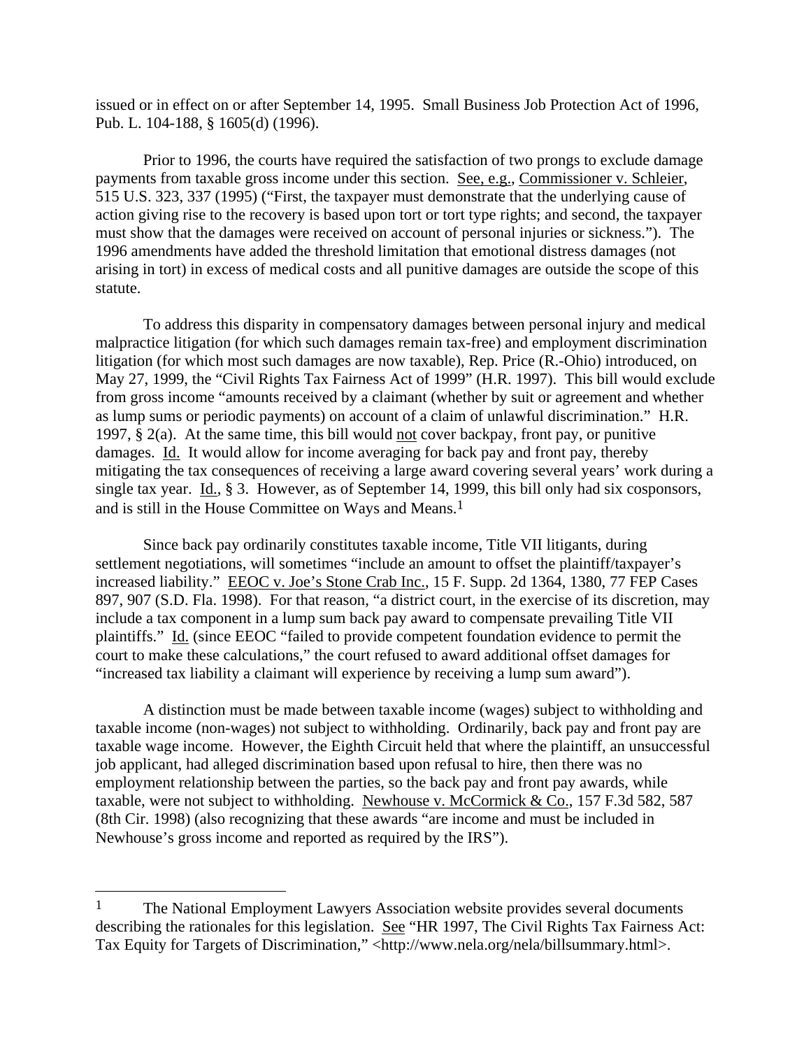issued or in effect on or after September 14, 1995. Small Business Job Protection Act of 1996, Pub. L. 104-188, § 1605(d) (1996).

Prior to 1996, the courts have required the satisfaction of two prongs to exclude damage payments from taxable gross income under this section. See, e.g., Commissioner v. Schleier, 515 U.S. 323, 337 (1995) ("First, the taxpayer must demonstrate that the underlying cause of action giving rise to the recovery is based upon tort or tort type rights; and second, the taxpayer must show that the damages were received on account of personal injuries or sickness."). The 1996 amendments have added the threshold limitation that emotional distress damages (not arising in tort) in excess of medical costs and all punitive damages are outside the scope of this statute.

To address this disparity in compensatory damages between personal injury and medical malpractice litigation (for which such damages remain tax-free) and employment discrimination litigation (for which most such damages are now taxable), Rep. Price (R.-Ohio) introduced, on May 27, 1999, the "Civil Rights Tax Fairness Act of 1999" (H.R. 1997). This bill would exclude from gross income "amounts received by a claimant (whether by suit or agreement and whether as lump sums or periodic payments) on account of a claim of unlawful discrimination." H.R. 1997, § 2(a). At the same time, this bill would not cover backpay, front pay, or punitive damages. Id. It would allow for income averaging for back pay and front pay, thereby mitigating the tax consequences of receiving a large award covering several years' work during a single tax year. Id., § 3. However, as of September 14, 1999, this bill only had six cosponsors, and is still in the House Committee on Ways and Means.[1]

Since back pay ordinarily constitutes taxable income, Title VII litigants, during settlement negotiations, will sometimes "include an amount to offset the plaintiff/taxpayer's increased liability." EEOC v. Joe's Stone Crab Inc., 15 F. Supp. 2d 1364, 1380, 77 FEP Cases 897, 907 (S.D. Fla. 1998). For that reason, "a district court, in the exercise of its discretion, may include a tax component in a lump sum back pay award to compensate prevailing Title VII plaintiffs." Id. (since EEOC "failed to provide competent foundation evidence to permit the court to make these calculations," the court refused to award additional offset damages for "increased tax liability a claimant will experience by receiving a lump sum award").

A distinction must be made between taxable income (wages) subject to withholding and taxable income (non-wages) not subject to withholding. Ordinarily, back pay and front pay are taxable wage income. However, the Eighth Circuit held that where the plaintiff, an unsuccessful job applicant, had alleged discrimination based upon refusal to hire, then there was no employment relationship between the parties, so the back pay and front pay awards, while taxable, were not subject to withholding. Newhouse v. McCormick & Co., 157 F.3d 582, 587 (8th Cir. 1998) (also recognizing that these awards "are income and must be included in Newhouse's gross income and reported as required by the IRS").

---

[1] The National Employment Lawyers Association website provides several documents describing the rationales for this legislation. See "HR 1997, The Civil Rights Tax Fairness Act: Tax Equity for Targets of Discrimination," <http://www.nela.org/nela/billsummary.html>.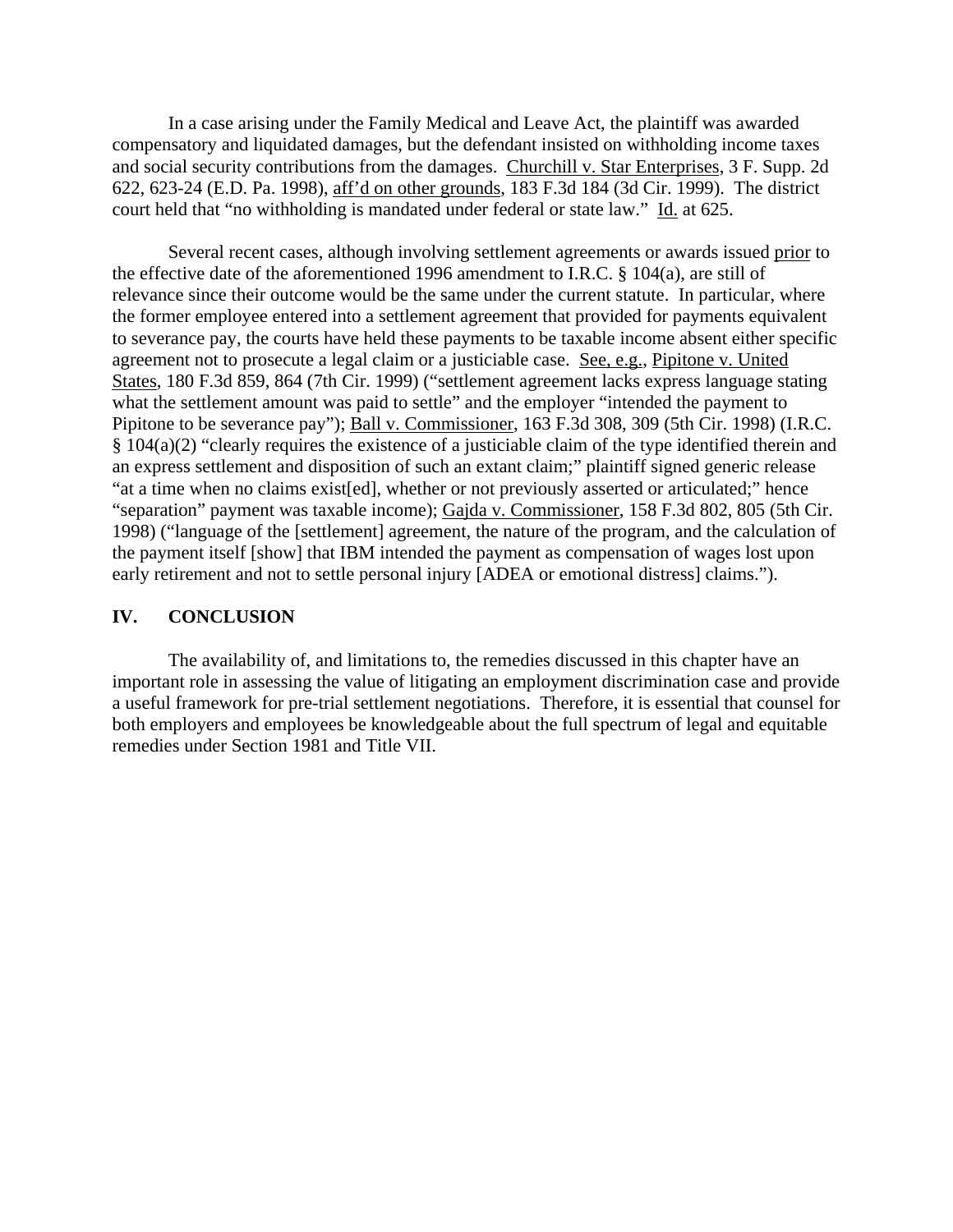In a case arising under the Family Medical and Leave Act, the plaintiff was awarded compensatory and liquidated damages, but the defendant insisted on withholding income taxes and social security contributions from the damages. Churchill v. Star Enterprises, 3 F. Supp. 2d 622, 623-24 (E.D. Pa. 1998), aff'd on other grounds, 183 F.3d 184 (3d Cir. 1999). The district court held that "no withholding is mandated under federal or state law." Id. at 625.

Several recent cases, although involving settlement agreements or awards issued prior to the effective date of the aforementioned 1996 amendment to I.R.C. § 104(a), are still of relevance since their outcome would be the same under the current statute. In particular, where the former employee entered into a settlement agreement that provided for payments equivalent to severance pay, the courts have held these payments to be taxable income absent either specific agreement not to prosecute a legal claim or a justiciable case. See, e.g., Pipitone v. United States, 180 F.3d 859, 864 (7th Cir. 1999) ("settlement agreement lacks express language stating what the settlement amount was paid to settle" and the employer "intended the payment to Pipitone to be severance pay"); Ball v. Commissioner, 163 F.3d 308, 309 (5th Cir. 1998) (I.R.C. § 104(a)(2) "clearly requires the existence of a justiciable claim of the type identified therein and an express settlement and disposition of such an extant claim;" plaintiff signed generic release "at a time when no claims exist[ed], whether or not previously asserted or articulated;" hence "separation" payment was taxable income); Gajda v. Commissioner, 158 F.3d 802, 805 (5th Cir. 1998) ("language of the [settlement] agreement, the nature of the program, and the calculation of the payment itself [show] that IBM intended the payment as compensation of wages lost upon early retirement and not to settle personal injury [ADEA or emotional distress] claims.").

## IV. CONCLUSION

The availability of, and limitations to, the remedies discussed in this chapter have an important role in assessing the value of litigating an employment discrimination case and provide a useful framework for pre-trial settlement negotiations. Therefore, it is essential that counsel for both employers and employees be knowledgeable about the full spectrum of legal and equitable remedies under Section 1981 and Title VII.